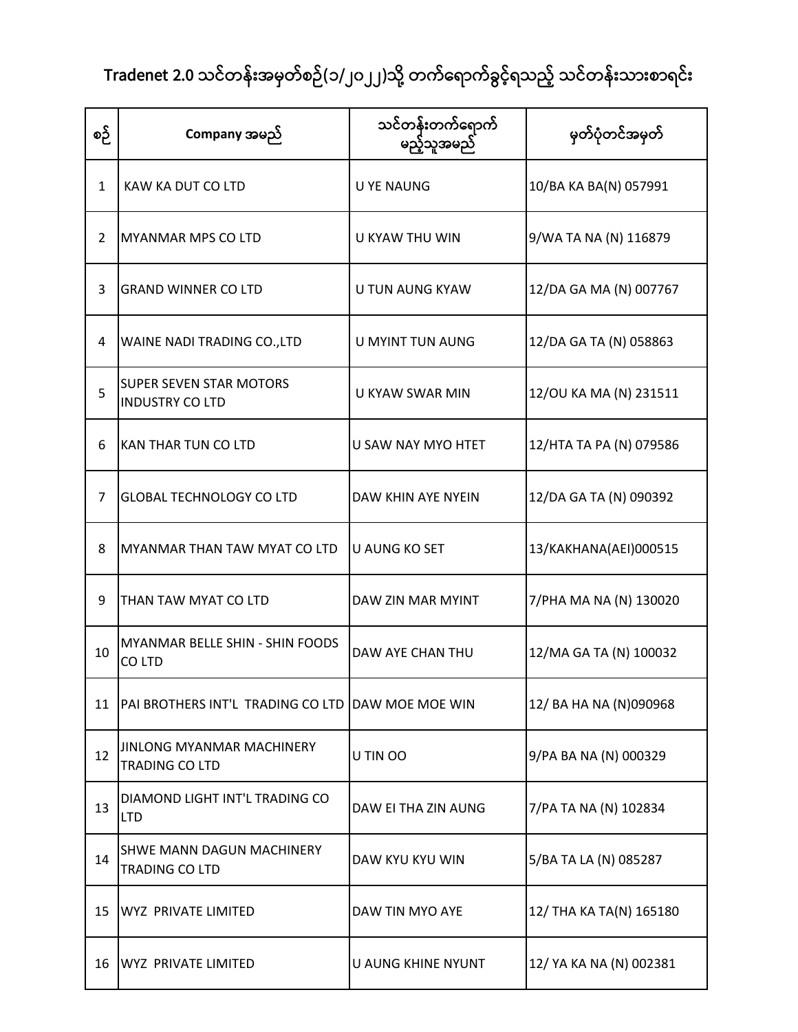# Tradenet 2.0 သင်တန်းအမှတ်စဉ်(၁/၂၀၂၂)သို့ တက်ရောက်ခွင့်ရသည့် သင်တန်းသားစာရင်း

| စဉ် | Company အမည် | သင်တန်းတက်ရောက်မည့်သူအမည် | မှတ်ပုံတင်အမှတ် |
|---|---|---|---|
| 1 | KAW KA DUT CO LTD | U YE NAUNG | 10/BA KA BA(N) 057991 |
| 2 | MYANMAR MPS CO LTD | U KYAW THU WIN | 9/WA TA NA (N) 116879 |
| 3 | GRAND WINNER CO LTD | U TUN AUNG KYAW | 12/DA GA MA (N) 007767 |
| 4 | WAINE NADI TRADING CO.,LTD | U MYINT TUN AUNG | 12/DA GA TA (N) 058863 |
| 5 | SUPER SEVEN STAR MOTORS INDUSTRY CO LTD | U KYAW SWAR MIN | 12/OU KA MA (N) 231511 |
| 6 | KAN THAR TUN CO LTD | U SAW NAY MYO HTET | 12/HTA TA PA (N) 079586 |
| 7 | GLOBAL TECHNOLOGY CO LTD | DAW KHIN AYE NYEIN | 12/DA GA TA (N) 090392 |
| 8 | MYANMAR THAN TAW MYAT CO LTD | U AUNG KO SET | 13/KAKHANA(AEI)000515 |
| 9 | THAN TAW MYAT CO LTD | DAW ZIN MAR MYINT | 7/PHA MA NA (N) 130020 |
| 10 | MYANMAR BELLE SHIN - SHIN FOODS CO LTD | DAW AYE CHAN THU | 12/MA GA TA (N) 100032 |
| 11 | PAI BROTHERS INT'L TRADING CO LTD | DAW MOE MOE WIN | 12/ BA HA NA (N)090968 |
| 12 | JINLONG MYANMAR MACHINERY TRADING CO LTD | U TIN OO | 9/PA BA NA (N) 000329 |
| 13 | DIAMOND LIGHT INT'L TRADING CO LTD | DAW EI THA ZIN AUNG | 7/PA TA NA (N) 102834 |
| 14 | SHWE MANN DAGUN MACHINERY TRADING CO LTD | DAW KYU KYU WIN | 5/BA TA LA (N) 085287 |
| 15 | WYZ PRIVATE LIMITED | DAW TIN MYO AYE | 12/ THA KA TA(N) 165180 |
| 16 | WYZ PRIVATE LIMITED | U AUNG KHINE NYUNT | 12/ YA KA NA (N) 002381 |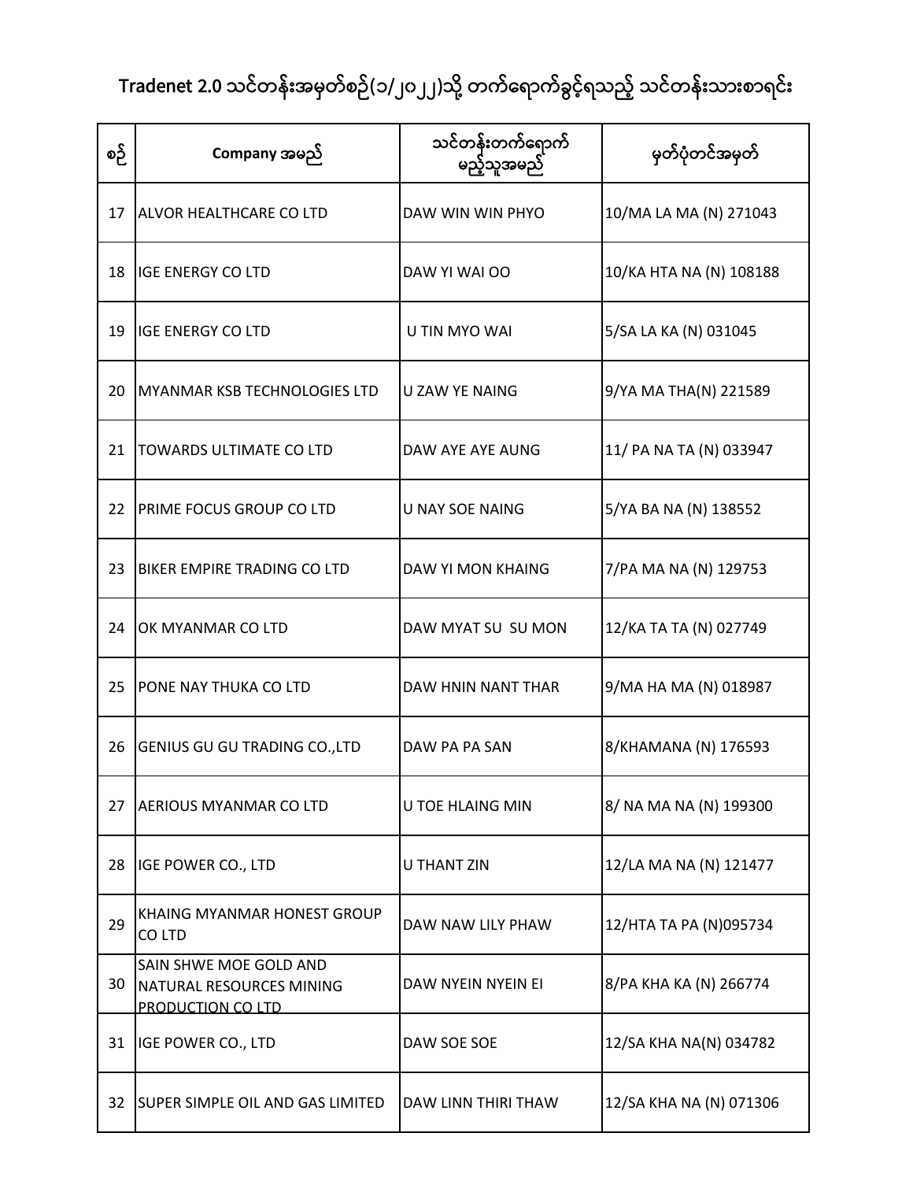# Tradenet 2.0 သင်တန်းအမှတ်စဉ်(၁/၂၀၂၂)သို့ တက်ရောက်ခွင့်ရသည့် သင်တန်းသားစာရင်း

| စဉ် | Company အမည် | သင်တန်းတက်ရောက်မည့်သူအမည် | မှတ်ပုံတင်အမှတ် |
|---|---|---|---|
| 17 | ALVOR HEALTHCARE CO LTD | DAW WIN WIN PHYO | 10/MA LA MA (N) 271043 |
| 18 | IGE ENERGY CO LTD | DAW YI WAI OO | 10/KA HTA NA (N) 108188 |
| 19 | IGE ENERGY CO LTD | U TIN MYO WAI | 5/SA LA KA (N) 031045 |
| 20 | MYANMAR KSB TECHNOLOGIES LTD | U ZAW YE NAING | 9/YA MA THA(N) 221589 |
| 21 | TOWARDS ULTIMATE CO LTD | DAW AYE AYE AUNG | 11/ PA NA TA (N) 033947 |
| 22 | PRIME FOCUS GROUP CO LTD | U NAY SOE NAING | 5/YA BA NA (N) 138552 |
| 23 | BIKER EMPIRE TRADING CO LTD | DAW YI MON KHAING | 7/PA MA NA (N) 129753 |
| 24 | OK MYANMAR CO LTD | DAW MYAT SU SU MON | 12/KA TA TA (N) 027749 |
| 25 | PONE NAY THUKA CO LTD | DAW HNIN NANT THAR | 9/MA HA MA (N) 018987 |
| 26 | GENIUS GU GU TRADING CO.,LTD | DAW PA PA SAN | 8/KHAMANA (N) 176593 |
| 27 | AERIOUS MYANMAR CO LTD | U TOE HLAING MIN | 8/ NA MA NA (N) 199300 |
| 28 | IGE POWER CO., LTD | U THANT ZIN | 12/LA MA NA (N) 121477 |
| 29 | KHAING MYANMAR HONEST GROUP CO LTD | DAW NAW LILY PHAW | 12/HTA TA PA (N)095734 |
| 30 | SAIN SHWE MOE GOLD AND NATURAL RESOURCES MINING PRODUCTION CO LTD | DAW NYEIN NYEIN EI | 8/PA KHA KA (N) 266774 |
| 31 | IGE POWER CO., LTD | DAW SOE SOE | 12/SA KHA NA(N) 034782 |
| 32 | SUPER SIMPLE OIL AND GAS LIMITED | DAW LINN THIRI THAW | 12/SA KHA NA (N) 071306 |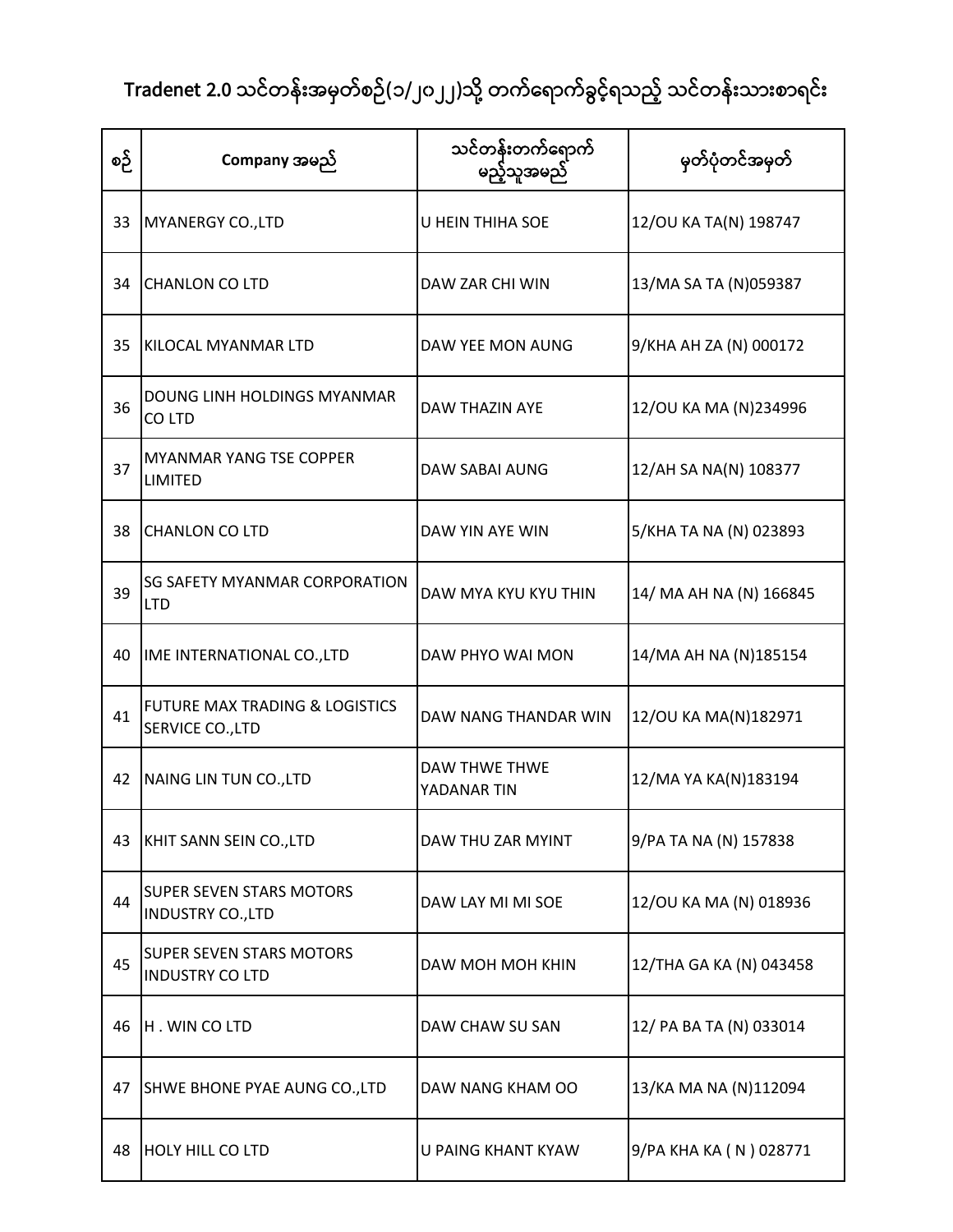# Tradenet 2.0 သင်တန်းအမှတ်စဉ်(၁/၂၀၂၂)သို့ တက်ရောက်ခွင့်ရသည့် သင်တန်းသားစာရင်း

| စဉ် | Company အမည် | သင်တန်းတက်ရောက်မည့်သူအမည် | မှတ်ပုံတင်အမှတ် |
|---|---|---|---|
| 33 | MYANERGY CO.,LTD | U HEIN THIHA SOE | 12/OU KA TA(N) 198747 |
| 34 | CHANLON CO LTD | DAW ZAR CHI WIN | 13/MA SA TA (N)059387 |
| 35 | KILOCAL MYANMAR LTD | DAW YEE MON AUNG | 9/KHA AH ZA (N) 000172 |
| 36 | DOUNG LINH HOLDINGS MYANMAR CO LTD | DAW THAZIN AYE | 12/OU KA MA (N)234996 |
| 37 | MYANMAR YANG TSE COPPER LIMITED | DAW SABAI AUNG | 12/AH SA NA(N) 108377 |
| 38 | CHANLON CO LTD | DAW YIN AYE WIN | 5/KHA TA NA (N) 023893 |
| 39 | SG SAFETY MYANMAR CORPORATION LTD | DAW MYA KYU KYU THIN | 14/ MA AH NA (N) 166845 |
| 40 | IME INTERNATIONAL CO.,LTD | DAW PHYO WAI MON | 14/MA AH NA (N)185154 |
| 41 | FUTURE MAX TRADING & LOGISTICS SERVICE CO.,LTD | DAW NANG THANDAR WIN | 12/OU KA MA(N)182971 |
| 42 | NAING LIN TUN CO.,LTD | DAW THWE THWE YADANAR TIN | 12/MA YA KA(N)183194 |
| 43 | KHIT SANN SEIN CO.,LTD | DAW THU ZAR MYINT | 9/PA TA NA (N) 157838 |
| 44 | SUPER SEVEN STARS MOTORS INDUSTRY CO.,LTD | DAW LAY MI MI SOE | 12/OU KA MA (N) 018936 |
| 45 | SUPER SEVEN STARS MOTORS INDUSTRY CO LTD | DAW MOH MOH KHIN | 12/THA GA KA (N) 043458 |
| 46 | H . WIN CO LTD | DAW CHAW SU SAN | 12/ PA BA TA (N) 033014 |
| 47 | SHWE BHONE PYAE AUNG CO.,LTD | DAW NANG KHAM OO | 13/KA MA NA (N)112094 |
| 48 | HOLY HILL CO LTD | U PAING KHANT KYAW | 9/PA KHA KA ( N ) 028771 |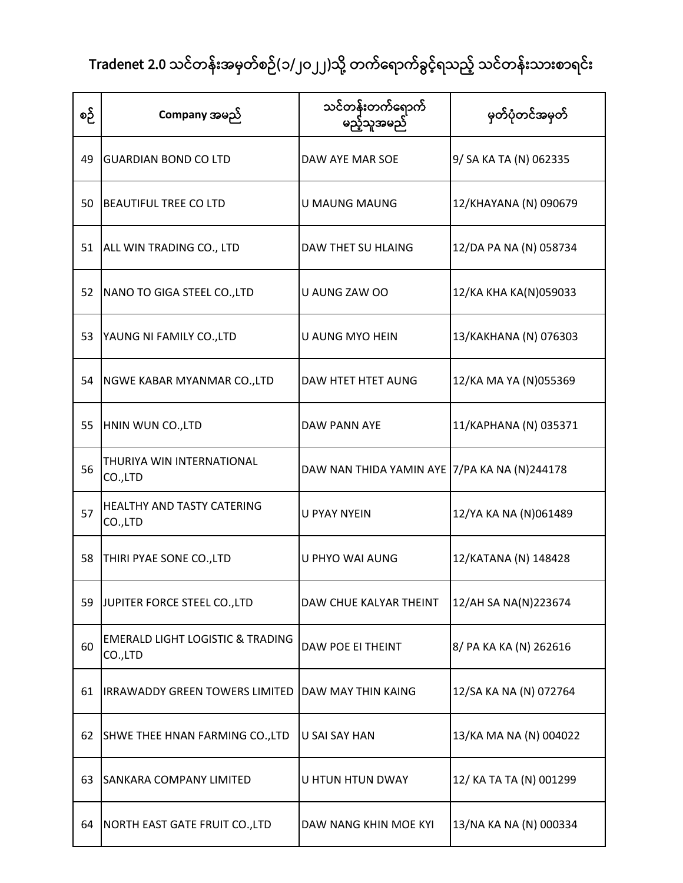# Tradenet 2.0 သင်တန်းအမှတ်စဉ်(၁/၂၀၂၂)သို့ တက်ရောက်ခွင့်ရသည့် သင်တန်းသားစာရင်း

| စဉ် | Company အမည် | သင်တန်းတက်ရောက်မည့်သူအမည် | မှတ်ပုံတင်အမှတ် |
|---|---|---|---|
| 49 | GUARDIAN BOND CO LTD | DAW AYE MAR SOE | 9/ SA KA TA (N) 062335 |
| 50 | BEAUTIFUL TREE CO LTD | U MAUNG MAUNG | 12/KHAYANA (N) 090679 |
| 51 | ALL WIN TRADING CO., LTD | DAW THET SU HLAING | 12/DA PA NA (N) 058734 |
| 52 | NANO TO GIGA STEEL CO.,LTD | U AUNG ZAW OO | 12/KA KHA KA(N)059033 |
| 53 | YAUNG NI FAMILY CO.,LTD | U AUNG MYO HEIN | 13/KAKHANA (N) 076303 |
| 54 | NGWE KABAR MYANMAR CO.,LTD | DAW HTET HTET AUNG | 12/KA MA YA (N)055369 |
| 55 | HNIN WUN CO.,LTD | DAW PANN AYE | 11/KAPHANA (N) 035371 |
| 56 | THURIYA WIN INTERNATIONAL CO.,LTD | DAW NAN THIDA YAMIN AYE | 7/PA KA NA (N)244178 |
| 57 | HEALTHY AND TASTY CATERING CO.,LTD | U PYAY NYEIN | 12/YA KA NA (N)061489 |
| 58 | THIRI PYAE SONE CO.,LTD | U PHYO WAI AUNG | 12/KATANA (N) 148428 |
| 59 | JUPITER FORCE STEEL CO.,LTD | DAW CHUE KALYAR THEINT | 12/AH SA NA(N)223674 |
| 60 | EMERALD LIGHT LOGISTIC & TRADING CO.,LTD | DAW POE EI THEINT | 8/ PA KA KA (N) 262616 |
| 61 | IRRAWADDY GREEN TOWERS LIMITED | DAW MAY THIN KAING | 12/SA KA NA (N) 072764 |
| 62 | SHWE THEE HNAN FARMING CO.,LTD | U SAI SAY HAN | 13/KA MA NA (N) 004022 |
| 63 | SANKARA COMPANY LIMITED | U HTUN HTUN DWAY | 12/ KA TA TA (N) 001299 |
| 64 | NORTH EAST GATE FRUIT CO.,LTD | DAW NANG KHIN MOE KYI | 13/NA KA NA (N) 000334 |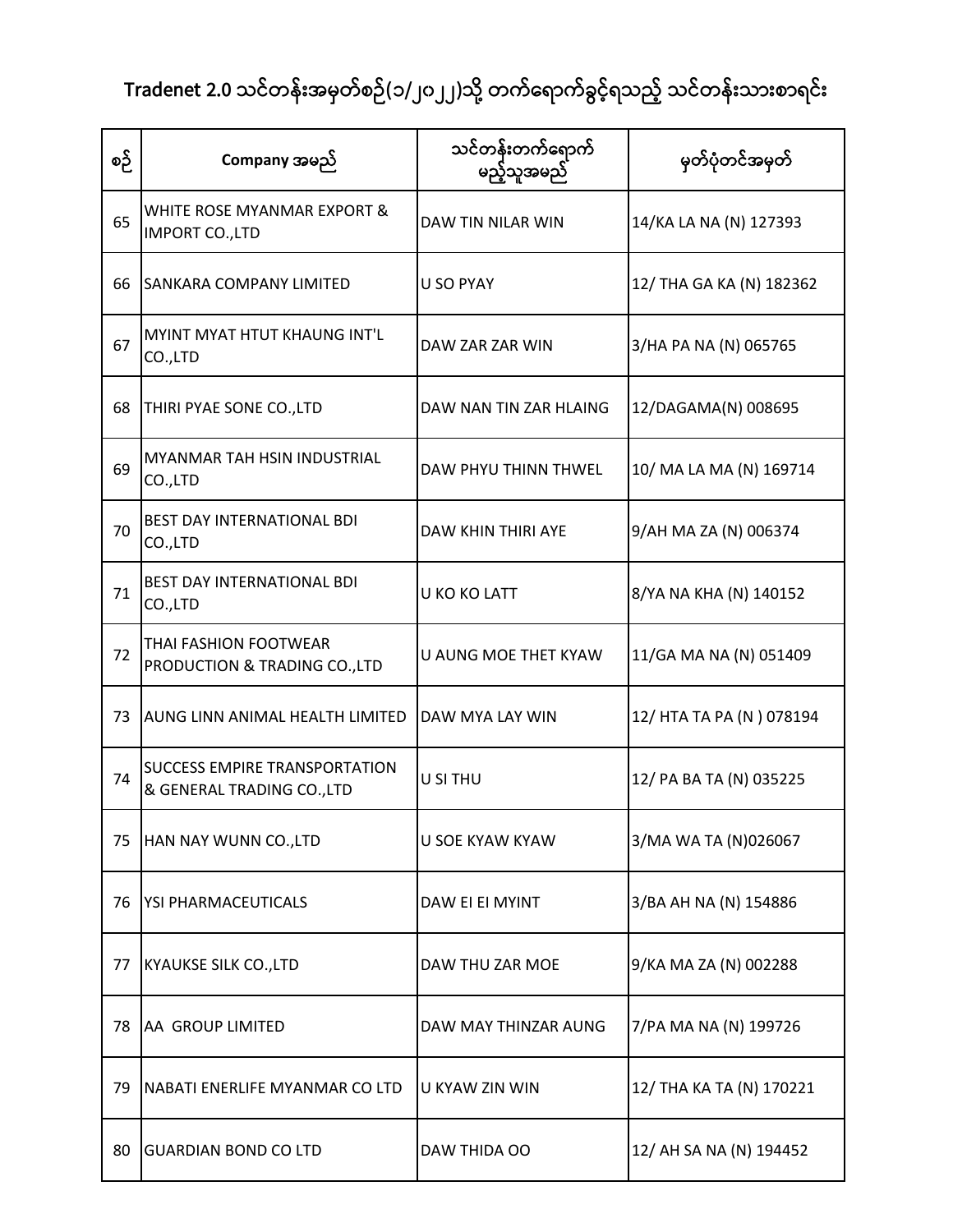# Tradenet 2.0 သင်တန်းအမှတ်စဉ်(၁/၂၀၂၂)သို့ တက်ရောက်ခွင့်ရသည့် သင်တန်းသားစာရင်း

| စဉ် | Company အမည် | သင်တန်းတက်ရောက်မည့်သူအမည် | မှတ်ပုံတင်အမှတ် |
|---|---|---|---|
| 65 | WHITE ROSE MYANMAR EXPORT & IMPORT CO.,LTD | DAW TIN NILAR WIN | 14/KA LA NA (N) 127393 |
| 66 | SANKARA COMPANY LIMITED | U SO PYAY | 12/ THA GA KA (N) 182362 |
| 67 | MYINT MYAT HTUT KHAUNG INT'L CO.,LTD | DAW ZAR ZAR WIN | 3/HA PA NA (N) 065765 |
| 68 | THIRI PYAE SONE CO.,LTD | DAW NAN TIN ZAR HLAING | 12/DAGAMA(N) 008695 |
| 69 | MYANMAR TAH HSIN INDUSTRIAL CO.,LTD | DAW PHYU THINN THWEL | 10/ MA LA MA (N) 169714 |
| 70 | BEST DAY INTERNATIONAL BDI CO.,LTD | DAW KHIN THIRI AYE | 9/AH MA ZA (N) 006374 |
| 71 | BEST DAY INTERNATIONAL BDI CO.,LTD | U KO KO LATT | 8/YA NA KHA (N) 140152 |
| 72 | THAI FASHION FOOTWEAR PRODUCTION & TRADING CO.,LTD | U AUNG MOE THET KYAW | 11/GA MA NA (N) 051409 |
| 73 | AUNG LINN ANIMAL HEALTH LIMITED | DAW MYA LAY WIN | 12/ HTA TA PA (N ) 078194 |
| 74 | SUCCESS EMPIRE TRANSPORTATION & GENERAL TRADING CO.,LTD | U SI THU | 12/ PA BA TA (N) 035225 |
| 75 | HAN NAY WUNN CO.,LTD | U SOE KYAW KYAW | 3/MA WA TA (N)026067 |
| 76 | YSI PHARMACEUTICALS | DAW EI EI MYINT | 3/BA AH NA (N) 154886 |
| 77 | KYAUKSE SILK CO.,LTD | DAW THU ZAR MOE | 9/KA MA ZA (N) 002288 |
| 78 | AA GROUP LIMITED | DAW MAY THINZAR AUNG | 7/PA MA NA (N) 199726 |
| 79 | NABATI ENERLIFE MYANMAR CO LTD | U KYAW ZIN WIN | 12/ THA KA TA (N) 170221 |
| 80 | GUARDIAN BOND CO LTD | DAW THIDA OO | 12/ AH SA NA (N) 194452 |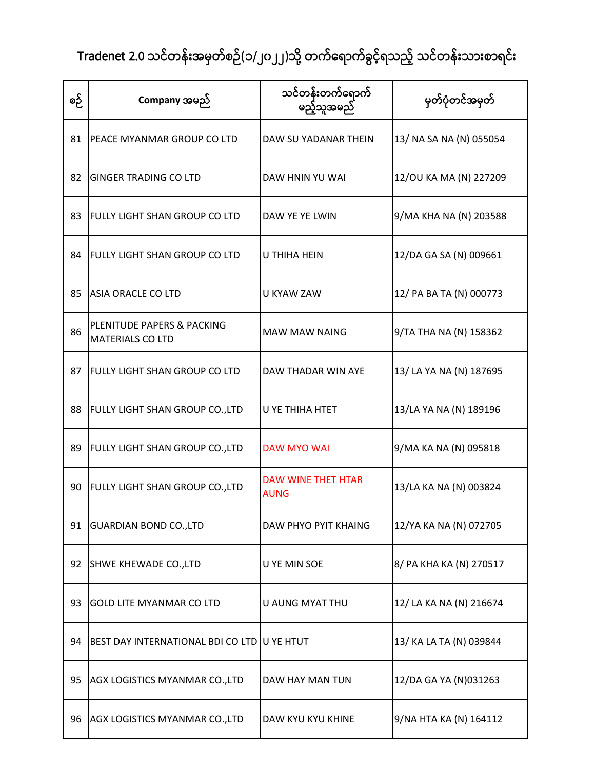# Tradenet 2.0 သင်တန်းအမှတ်စဉ်(၁/၂၀၂၂)သို့ တက်ရောက်ခွင့်ရသည့် သင်တန်းသားစာရင်း

| စဉ် | Company အမည် | သင်တန်းတက်ရောက်မည့်သူအမည် | မှတ်ပုံတင်အမှတ် |
|---|---|---|---|
| 81 | PEACE MYANMAR GROUP CO LTD | DAW SU YADANAR THEIN | 13/ NA SA NA (N) 055054 |
| 82 | GINGER TRADING CO LTD | DAW HNIN YU WAI | 12/OU KA MA (N) 227209 |
| 83 | FULLY LIGHT SHAN GROUP CO LTD | DAW YE YE LWIN | 9/MA KHA NA (N) 203588 |
| 84 | FULLY LIGHT SHAN GROUP CO LTD | U THIHA HEIN | 12/DA GA SA (N) 009661 |
| 85 | ASIA ORACLE CO LTD | U KYAW ZAW | 12/ PA BA TA (N) 000773 |
| 86 | PLENITUDE PAPERS & PACKING MATERIALS CO LTD | MAW MAW NAING | 9/TA THA NA (N) 158362 |
| 87 | FULLY LIGHT SHAN GROUP CO LTD | DAW THADAR WIN AYE | 13/ LA YA NA (N) 187695 |
| 88 | FULLY LIGHT SHAN GROUP CO.,LTD | U YE THIHA HTET | 13/LA YA NA (N) 189196 |
| 89 | FULLY LIGHT SHAN GROUP CO.,LTD | DAW MYO WAI | 9/MA KA NA (N) 095818 |
| 90 | FULLY LIGHT SHAN GROUP CO.,LTD | DAW WINE THET HTAR AUNG | 13/LA KA NA (N) 003824 |
| 91 | GUARDIAN BOND CO.,LTD | DAW PHYO PYIT KHAING | 12/YA KA NA (N) 072705 |
| 92 | SHWE KHEWADE CO.,LTD | U YE MIN SOE | 8/ PA KHA KA (N) 270517 |
| 93 | GOLD LITE MYANMAR CO LTD | U AUNG MYAT THU | 12/ LA KA NA (N) 216674 |
| 94 | BEST DAY INTERNATIONAL BDI CO LTD | U YE HTUT | 13/ KA LA TA (N) 039844 |
| 95 | AGX LOGISTICS MYANMAR CO.,LTD | DAW HAY MAN TUN | 12/DA GA YA (N)031263 |
| 96 | AGX LOGISTICS MYANMAR CO.,LTD | DAW KYU KYU KHINE | 9/NA HTA KA (N) 164112 |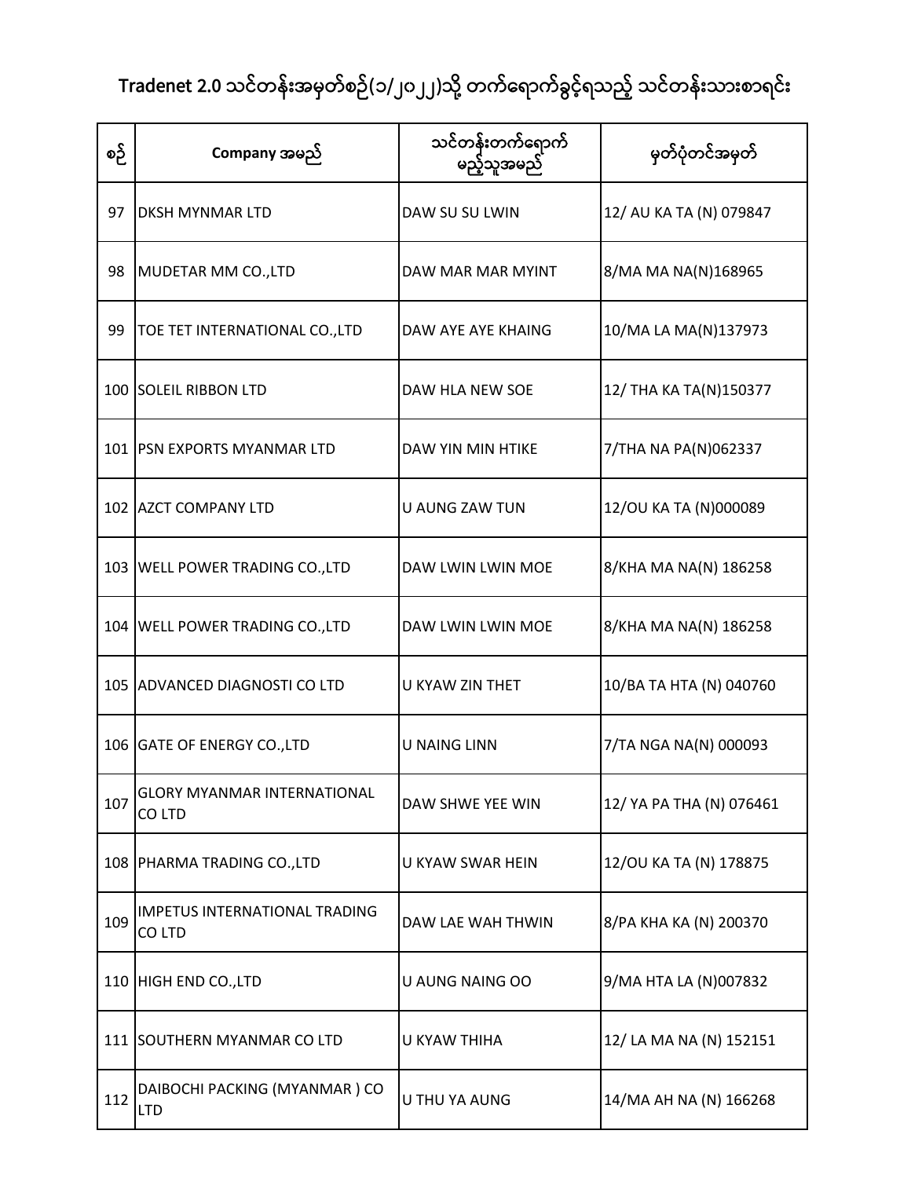# Tradenet 2.0 သင်တန်းအမှတ်စဉ်(၁/၂၀၂၂)သို့ တက်ရောက်ခွင့်ရသည့် သင်တန်းသားစာရင်း

| စဉ် | Company အမည် | သင်တန်းတက်ရောက်မည့်သူအမည် | မှတ်ပုံတင်အမှတ် |
|---|---|---|---|
| 97 | DKSH MYNMAR LTD | DAW SU SU LWIN | 12/ AU KA TA (N) 079847 |
| 98 | MUDETAR MM CO.,LTD | DAW MAR MAR MYINT | 8/MA MA NA(N)168965 |
| 99 | TOE TET INTERNATIONAL CO.,LTD | DAW AYE AYE KHAING | 10/MA LA MA(N)137973 |
| 100 | SOLEIL RIBBON LTD | DAW HLA NEW SOE | 12/ THA KA TA(N)150377 |
| 101 | PSN EXPORTS MYANMAR LTD | DAW YIN MIN HTIKE | 7/THA NA PA(N)062337 |
| 102 | AZCT COMPANY LTD | U AUNG ZAW TUN | 12/OU KA TA (N)000089 |
| 103 | WELL POWER TRADING CO.,LTD | DAW LWIN LWIN MOE | 8/KHA MA NA(N) 186258 |
| 104 | WELL POWER TRADING CO.,LTD | DAW LWIN LWIN MOE | 8/KHA MA NA(N) 186258 |
| 105 | ADVANCED DIAGNOSTI CO LTD | U KYAW ZIN THET | 10/BA TA HTA (N) 040760 |
| 106 | GATE OF ENERGY CO.,LTD | U NAING LINN | 7/TA NGA NA(N) 000093 |
| 107 | GLORY MYANMAR INTERNATIONAL CO LTD | DAW SHWE YEE WIN | 12/ YA PA THA (N) 076461 |
| 108 | PHARMA TRADING CO.,LTD | U KYAW SWAR HEIN | 12/OU KA TA (N) 178875 |
| 109 | IMPETUS INTERNATIONAL TRADING CO LTD | DAW LAE WAH THWIN | 8/PA KHA KA (N) 200370 |
| 110 | HIGH END CO.,LTD | U AUNG NAING OO | 9/MA HTA LA (N)007832 |
| 111 | SOUTHERN MYANMAR CO LTD | U KYAW THIHA | 12/ LA MA NA (N) 152151 |
| 112 | DAIBOCHI PACKING (MYANMAR ) CO LTD | U THU YA AUNG | 14/MA AH NA (N) 166268 |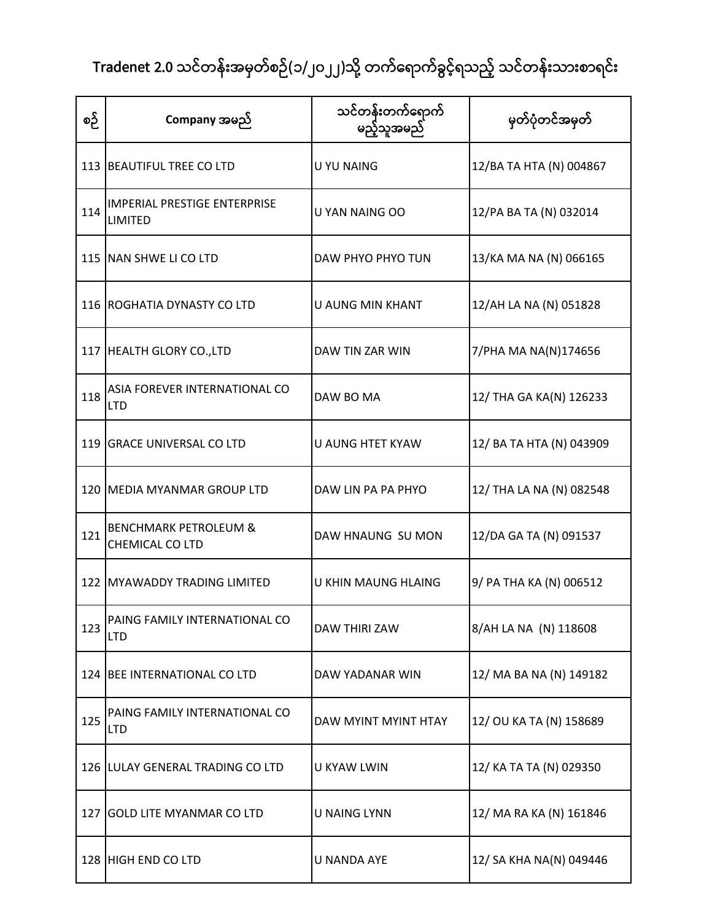# Tradenet 2.0 သင်တန်းအမှတ်စဉ်(၁/၂၀၂၂)သို့ တက်ရောက်ခွင့်ရသည့် သင်တန်းသားစာရင်း

| စဉ် | Company အမည် | သင်တန်းတက်ရောက်မည့်သူအမည် | မှတ်ပုံတင်အမှတ် |
|---|---|---|---|
| 113 | BEAUTIFUL TREE CO LTD | U YU NAING | 12/BA TA HTA (N) 004867 |
| 114 | IMPERIAL PRESTIGE ENTERPRISE LIMITED | U YAN NAING OO | 12/PA BA TA (N) 032014 |
| 115 | NAN SHWE LI CO LTD | DAW PHYO PHYO TUN | 13/KA MA NA (N) 066165 |
| 116 | ROGHATIA DYNASTY CO LTD | U AUNG MIN KHANT | 12/AH LA NA (N) 051828 |
| 117 | HEALTH GLORY CO.,LTD | DAW TIN ZAR WIN | 7/PHA MA NA(N)174656 |
| 118 | ASIA FOREVER INTERNATIONAL CO LTD | DAW BO MA | 12/ THA GA KA(N) 126233 |
| 119 | GRACE UNIVERSAL CO LTD | U AUNG HTET KYAW | 12/ BA TA HTA (N) 043909 |
| 120 | MEDIA MYANMAR GROUP LTD | DAW LIN PA PA PHYO | 12/ THA LA NA (N) 082548 |
| 121 | BENCHMARK PETROLEUM & CHEMICAL CO LTD | DAW HNAUNG SU MON | 12/DA GA TA (N) 091537 |
| 122 | MYAWADDY TRADING LIMITED | U KHIN MAUNG HLAING | 9/ PA THA KA (N) 006512 |
| 123 | PAING FAMILY INTERNATIONAL CO LTD | DAW THIRI ZAW | 8/AH LA NA (N) 118608 |
| 124 | BEE INTERNATIONAL CO LTD | DAW YADANAR WIN | 12/ MA BA NA (N) 149182 |
| 125 | PAING FAMILY INTERNATIONAL CO LTD | DAW MYINT MYINT HTAY | 12/ OU KA TA (N) 158689 |
| 126 | LULAY GENERAL TRADING CO LTD | U KYAW LWIN | 12/ KA TA TA (N) 029350 |
| 127 | GOLD LITE MYANMAR CO LTD | U NAING LYNN | 12/ MA RA KA (N) 161846 |
| 128 | HIGH END CO LTD | U NANDA AYE | 12/ SA KHA NA(N) 049446 |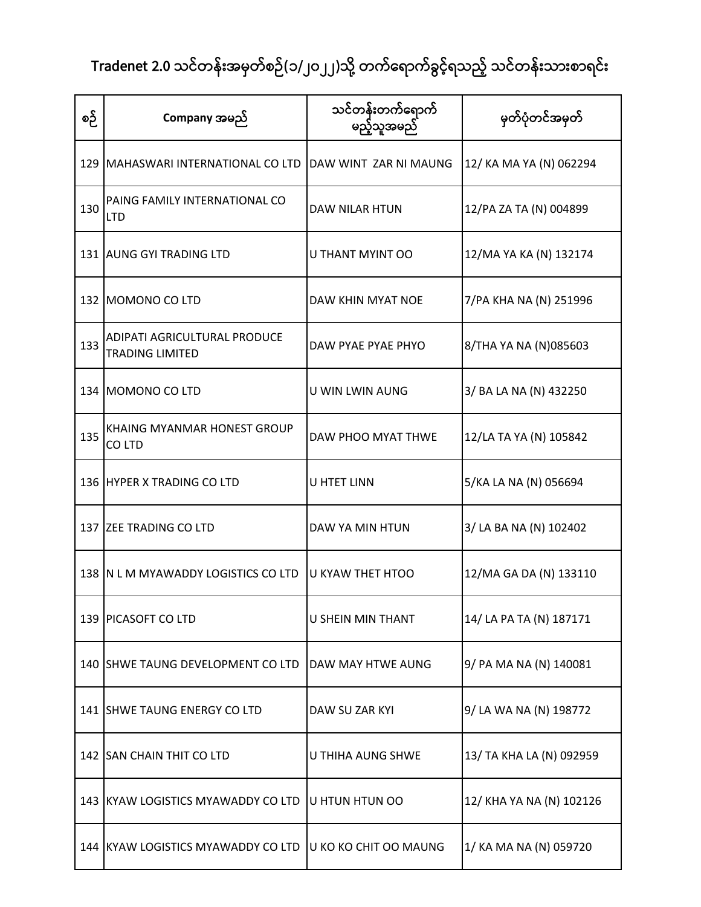# Tradenet 2.0 သင်တန်းအမှတ်စဉ်(၁/၂၀၂၂)သို့ တက်ရောက်ခွင့်ရသည့် သင်တန်းသားစာရင်း

| စဉ် | Company အမည် | သင်တန်းတက်ရောက်မည့်သူအမည် | မှတ်ပုံတင်အမှတ် |
|---|---|---|---|
| 129 | MAHASWARI INTERNATIONAL CO LTD | DAW WINT ZAR NI MAUNG | 12/ KA MA YA (N) 062294 |
| 130 | PAING FAMILY INTERNATIONAL CO LTD | DAW NILAR HTUN | 12/PA ZA TA (N) 004899 |
| 131 | AUNG GYI TRADING LTD | U THANT MYINT OO | 12/MA YA KA (N) 132174 |
| 132 | MOMONO CO LTD | DAW KHIN MYAT NOE | 7/PA KHA NA (N) 251996 |
| 133 | ADIPATI AGRICULTURAL PRODUCE TRADING LIMITED | DAW PYAE PYAE PHYO | 8/THA YA NA (N)085603 |
| 134 | MOMONO CO LTD | U WIN LWIN AUNG | 3/ BA LA NA (N) 432250 |
| 135 | KHAING MYANMAR HONEST GROUP CO LTD | DAW PHOO MYAT THWE | 12/LA TA YA (N) 105842 |
| 136 | HYPER X TRADING CO LTD | U HTET LINN | 5/KA LA NA (N) 056694 |
| 137 | ZEE TRADING CO LTD | DAW YA MIN HTUN | 3/ LA BA NA (N) 102402 |
| 138 | N L M MYAWADDY LOGISTICS CO LTD | U KYAW THET HTOO | 12/MA GA DA (N) 133110 |
| 139 | PICASOFT CO LTD | U SHEIN MIN THANT | 14/ LA PA TA (N) 187171 |
| 140 | SHWE TAUNG DEVELOPMENT CO LTD | DAW MAY HTWE AUNG | 9/ PA MA NA (N) 140081 |
| 141 | SHWE TAUNG ENERGY CO LTD | DAW SU ZAR KYI | 9/ LA WA NA (N) 198772 |
| 142 | SAN CHAIN THIT CO LTD | U THIHA AUNG SHWE | 13/ TA KHA LA (N) 092959 |
| 143 | KYAW LOGISTICS MYAWADDY CO LTD | U HTUN HTUN OO | 12/ KHA YA NA (N) 102126 |
| 144 | KYAW LOGISTICS MYAWADDY CO LTD | U KO KO CHIT OO MAUNG | 1/ KA MA NA (N) 059720 |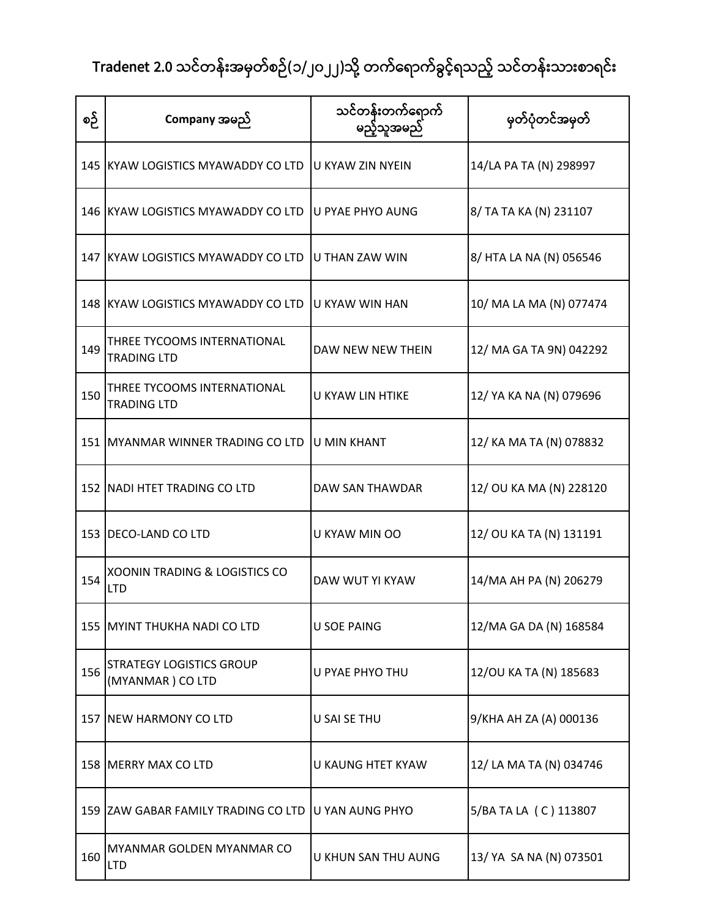# Tradenet 2.0 သင်တန်းအမှတ်စဉ်(၁/၂၀၂၂)သို့ တက်ရောက်ခွင့်ရသည့် သင်တန်းသားစာရင်း

| စဉ် | Company အမည် | သင်တန်းတက်ရောက်မည့်သူအမည် | မှတ်ပုံတင်အမှတ် |
|---|---|---|---|
| 145 | KYAW LOGISTICS MYAWADDY CO LTD | U KYAW ZIN NYEIN | 14/LA PA TA (N) 298997 |
| 146 | KYAW LOGISTICS MYAWADDY CO LTD | U PYAE PHYO AUNG | 8/ TA TA KA (N) 231107 |
| 147 | KYAW LOGISTICS MYAWADDY CO LTD | U THAN ZAW WIN | 8/ HTA LA NA (N) 056546 |
| 148 | KYAW LOGISTICS MYAWADDY CO LTD | U KYAW WIN HAN | 10/ MA LA MA (N) 077474 |
| 149 | THREE TYCOOMS INTERNATIONAL TRADING LTD | DAW NEW NEW THEIN | 12/ MA GA TA 9N) 042292 |
| 150 | THREE TYCOOMS INTERNATIONAL TRADING LTD | U KYAW LIN HTIKE | 12/ YA KA NA (N) 079696 |
| 151 | MYANMAR WINNER TRADING CO LTD | U MIN KHANT | 12/ KA MA TA (N) 078832 |
| 152 | NADI HTET TRADING CO LTD | DAW SAN THAWDAR | 12/ OU KA MA (N) 228120 |
| 153 | DECO-LAND CO LTD | U KYAW MIN OO | 12/ OU KA TA (N) 131191 |
| 154 | XOONIN TRADING & LOGISTICS CO LTD | DAW WUT YI KYAW | 14/MA AH PA (N) 206279 |
| 155 | MYINT THUKHA NADI CO LTD | U SOE PAING | 12/MA GA DA (N) 168584 |
| 156 | STRATEGY LOGISTICS GROUP (MYANMAR ) CO LTD | U PYAE PHYO THU | 12/OU KA TA (N) 185683 |
| 157 | NEW HARMONY CO LTD | U SAI SE THU | 9/KHA AH ZA (A) 000136 |
| 158 | MERRY MAX CO LTD | U KAUNG HTET KYAW | 12/ LA MA TA (N) 034746 |
| 159 | ZAW GABAR FAMILY TRADING CO LTD | U YAN AUNG PHYO | 5/BA TA LA ( C ) 113807 |
| 160 | MYANMAR GOLDEN MYANMAR CO LTD | U KHUN SAN THU AUNG | 13/ YA SA NA (N) 073501 |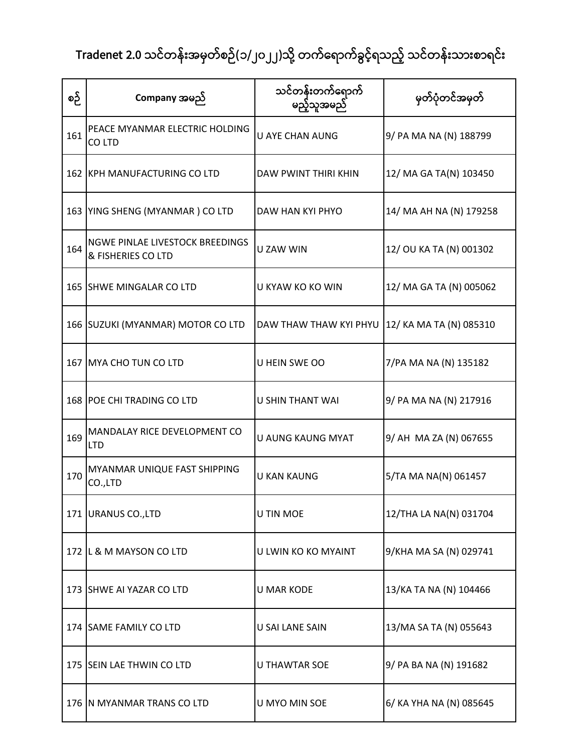# Tradenet 2.0 သင်တန်းအမှတ်စဉ်(၁/၂၀၂၂)သို့ တက်ရောက်ခွင့်ရသည့် သင်တန်းသားစာရင်း

| စဉ် | Company အမည် | သင်တန်းတက်ရောက်မည့်သူအမည် | မှတ်ပုံတင်အမှတ် |
|---|---|---|---|
| 161 | PEACE MYANMAR ELECTRIC HOLDING CO LTD | U AYE CHAN AUNG | 9/ PA MA NA (N) 188799 |
| 162 | KPH MANUFACTURING CO LTD | DAW PWINT THIRI KHIN | 12/ MA GA TA(N) 103450 |
| 163 | YING SHENG (MYANMAR ) CO LTD | DAW HAN KYI PHYO | 14/ MA AH NA (N) 179258 |
| 164 | NGWE PINLAE LIVESTOCK BREEDINGS & FISHERIES CO LTD | U ZAW WIN | 12/ OU KA TA (N) 001302 |
| 165 | SHWE MINGALAR CO LTD | U KYAW KO KO WIN | 12/ MA GA TA (N) 005062 |
| 166 | SUZUKI (MYANMAR) MOTOR CO LTD | DAW THAW THAW KYI PHYU | 12/ KA MA TA (N) 085310 |
| 167 | MYA CHO TUN CO LTD | U HEIN SWE OO | 7/PA MA NA (N) 135182 |
| 168 | POE CHI TRADING CO LTD | U SHIN THANT WAI | 9/ PA MA NA (N) 217916 |
| 169 | MANDALAY RICE DEVELOPMENT CO LTD | U AUNG KAUNG MYAT | 9/ AH MA ZA (N) 067655 |
| 170 | MYANMAR UNIQUE FAST SHIPPING CO.,LTD | U KAN KAUNG | 5/TA MA NA(N) 061457 |
| 171 | URANUS CO.,LTD | U TIN MOE | 12/THA LA NA(N) 031704 |
| 172 | L & M MAYSON CO LTD | U LWIN KO KO MYAINT | 9/KHA MA SA (N) 029741 |
| 173 | SHWE AI YAZAR CO LTD | U MAR KODE | 13/KA TA NA (N) 104466 |
| 174 | SAME FAMILY CO LTD | U SAI LANE SAIN | 13/MA SA TA (N) 055643 |
| 175 | SEIN LAE THWIN CO LTD | U THAWTAR SOE | 9/ PA BA NA (N) 191682 |
| 176 | N MYANMAR TRANS CO LTD | U MYO MIN SOE | 6/ KA YHA NA (N) 085645 |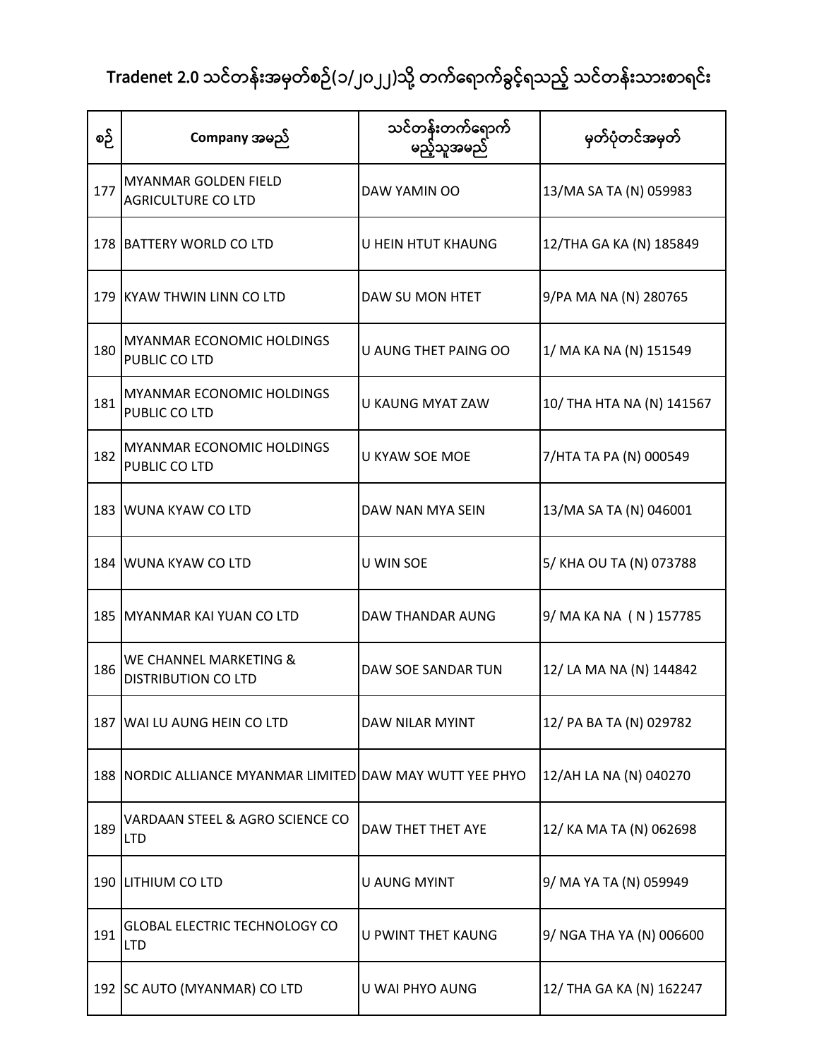# Tradenet 2.0 သင်တန်းအမှတ်စဉ်(၁/၂၀၂၂)သို့ တက်ရောက်ခွင့်ရသည့် သင်တန်းသားစာရင်း

| စဉ် | Company အမည် | သင်တန်းတက်ရောက်မည့်သူအမည် | မှတ်ပုံတင်အမှတ် |
|---|---|---|---|
| 177 | MYANMAR GOLDEN FIELD AGRICULTURE CO LTD | DAW YAMIN OO | 13/MA SA TA (N) 059983 |
| 178 | BATTERY WORLD CO LTD | U HEIN HTUT KHAUNG | 12/THA GA KA (N) 185849 |
| 179 | KYAW THWIN LINN CO LTD | DAW SU MON HTET | 9/PA MA NA (N) 280765 |
| 180 | MYANMAR ECONOMIC HOLDINGS PUBLIC CO LTD | U AUNG THET PAING OO | 1/ MA KA NA (N) 151549 |
| 181 | MYANMAR ECONOMIC HOLDINGS PUBLIC CO LTD | U KAUNG MYAT ZAW | 10/ THA HTA NA (N) 141567 |
| 182 | MYANMAR ECONOMIC HOLDINGS PUBLIC CO LTD | U KYAW SOE MOE | 7/HTA TA PA (N) 000549 |
| 183 | WUNA KYAW CO LTD | DAW NAN MYA SEIN | 13/MA SA TA (N) 046001 |
| 184 | WUNA KYAW CO LTD | U WIN SOE | 5/ KHA OU TA (N) 073788 |
| 185 | MYANMAR KAI YUAN CO LTD | DAW THANDAR AUNG | 9/ MA KA NA ( N ) 157785 |
| 186 | WE CHANNEL MARKETING & DISTRIBUTION CO LTD | DAW SOE SANDAR TUN | 12/ LA MA NA (N) 144842 |
| 187 | WAI LU AUNG HEIN CO LTD | DAW NILAR MYINT | 12/ PA BA TA (N) 029782 |
| 188 | NORDIC ALLIANCE MYANMAR LIMITED | DAW MAY WUTT YEE PHYO | 12/AH LA NA (N) 040270 |
| 189 | VARDAAN STEEL & AGRO SCIENCE CO LTD | DAW THET THET AYE | 12/ KA MA TA (N) 062698 |
| 190 | LITHIUM CO LTD | U AUNG MYINT | 9/ MA YA TA (N) 059949 |
| 191 | GLOBAL ELECTRIC TECHNOLOGY CO LTD | U PWINT THET KAUNG | 9/ NGA THA YA (N) 006600 |
| 192 | SC AUTO (MYANMAR) CO LTD | U WAI PHYO AUNG | 12/ THA GA KA (N) 162247 |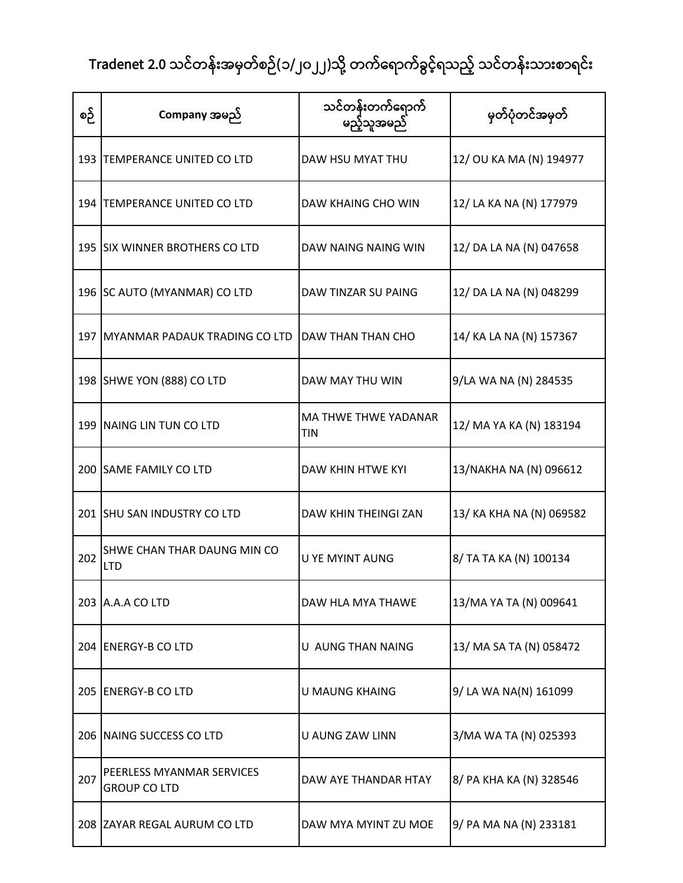# Tradenet 2.0 သင်တန်းအမှတ်စဉ်(၁/၂၀၂၂)သို့ တက်ရောက်ခွင့်ရသည့် သင်တန်းသားစာရင်း

| စဉ် | Company အမည် | သင်တန်းတက်ရောက်မည့်သူအမည် | မှတ်ပုံတင်အမှတ် |
|---|---|---|---|
| 193 | TEMPERANCE UNITED CO LTD | DAW HSU MYAT THU | 12/ OU KA MA (N) 194977 |
| 194 | TEMPERANCE UNITED CO LTD | DAW KHAING CHO WIN | 12/ LA KA NA (N) 177979 |
| 195 | SIX WINNER BROTHERS CO LTD | DAW NAING NAING WIN | 12/ DA LA NA (N) 047658 |
| 196 | SC AUTO (MYANMAR) CO LTD | DAW TINZAR SU PAING | 12/ DA LA NA (N) 048299 |
| 197 | MYANMAR PADAUK TRADING CO LTD | DAW THAN THAN CHO | 14/ KA LA NA (N) 157367 |
| 198 | SHWE YON (888) CO LTD | DAW MAY THU WIN | 9/LA WA NA (N) 284535 |
| 199 | NAING LIN TUN CO LTD | MA THWE THWE YADANAR TIN | 12/ MA YA KA (N) 183194 |
| 200 | SAME FAMILY CO LTD | DAW KHIN HTWE KYI | 13/NAKHA NA (N) 096612 |
| 201 | SHU SAN INDUSTRY CO LTD | DAW KHIN THEINGI ZAN | 13/ KA KHA NA (N) 069582 |
| 202 | SHWE CHAN THAR DAUNG MIN CO LTD | U YE MYINT AUNG | 8/ TA TA KA (N) 100134 |
| 203 | A.A.A CO LTD | DAW HLA MYA THAWE | 13/MA YA TA (N) 009641 |
| 204 | ENERGY-B CO LTD | U AUNG THAN NAING | 13/ MA SA TA (N) 058472 |
| 205 | ENERGY-B CO LTD | U MAUNG KHAING | 9/ LA WA NA(N) 161099 |
| 206 | NAING SUCCESS CO LTD | U AUNG ZAW LINN | 3/MA WA TA (N) 025393 |
| 207 | PEERLESS MYANMAR SERVICES GROUP CO LTD | DAW AYE THANDAR HTAY | 8/ PA KHA KA (N) 328546 |
| 208 | ZAYAR REGAL AURUM CO LTD | DAW MYA MYINT ZU MOE | 9/ PA MA NA (N) 233181 |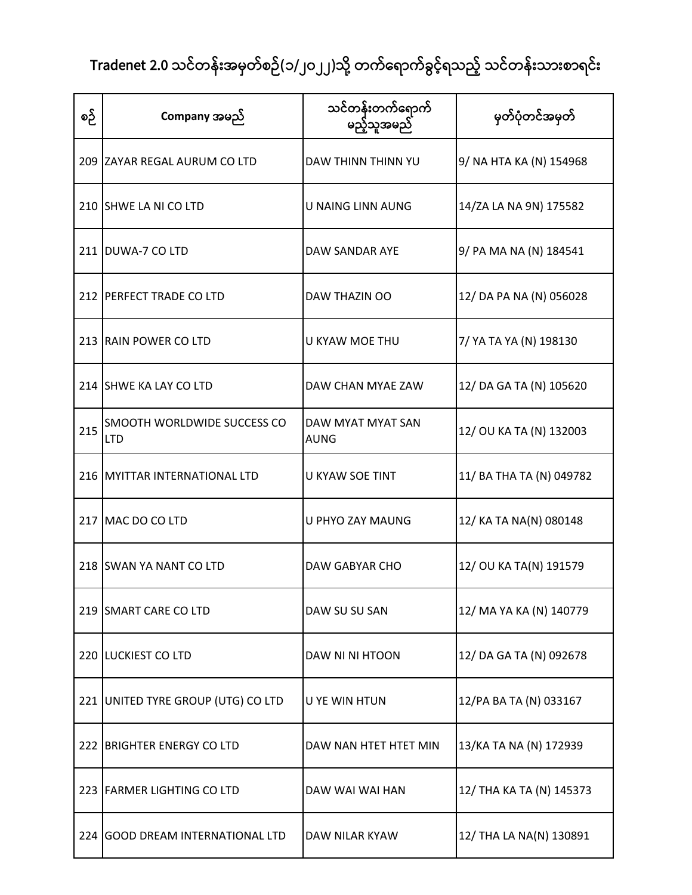# Tradenet 2.0 သင်တန်းအမှတ်စဉ်(၁/၂၀၂၂)သို့ တက်ရောက်ခွင့်ရသည့် သင်တန်းသားစာရင်း

| စဉ် | Company အမည် | သင်တန်းတက်ရောက်မည့်သူအမည် | မှတ်ပုံတင်အမှတ် |
|---|---|---|---|
| 209 | ZAYAR REGAL AURUM CO LTD | DAW THINN THINN YU | 9/ NA HTA KA (N) 154968 |
| 210 | SHWE LA NI CO LTD | U NAING LINN AUNG | 14/ZA LA NA 9N) 175582 |
| 211 | DUWA-7 CO LTD | DAW SANDAR AYE | 9/ PA MA NA (N) 184541 |
| 212 | PERFECT TRADE CO LTD | DAW THAZIN OO | 12/ DA PA NA (N) 056028 |
| 213 | RAIN POWER CO LTD | U KYAW MOE THU | 7/ YA TA YA (N) 198130 |
| 214 | SHWE KA LAY CO LTD | DAW CHAN MYAE ZAW | 12/ DA GA TA (N) 105620 |
| 215 | SMOOTH WORLDWIDE SUCCESS CO LTD | DAW MYAT MYAT SAN AUNG | 12/ OU KA TA (N) 132003 |
| 216 | MYITTAR INTERNATIONAL LTD | U KYAW SOE TINT | 11/ BA THA TA (N) 049782 |
| 217 | MAC DO CO LTD | U PHYO ZAY MAUNG | 12/ KA TA NA(N) 080148 |
| 218 | SWAN YA NANT CO LTD | DAW GABYAR CHO | 12/ OU KA TA(N) 191579 |
| 219 | SMART CARE CO LTD | DAW SU SU SAN | 12/ MA YA KA (N) 140779 |
| 220 | LUCKIEST CO LTD | DAW NI NI HTOON | 12/ DA GA TA (N) 092678 |
| 221 | UNITED TYRE GROUP (UTG) CO LTD | U YE WIN HTUN | 12/PA BA TA (N) 033167 |
| 222 | BRIGHTER ENERGY CO LTD | DAW NAN HTET HTET MIN | 13/KA TA NA (N) 172939 |
| 223 | FARMER LIGHTING CO LTD | DAW WAI WAI HAN | 12/ THA KA TA (N) 145373 |
| 224 | GOOD DREAM INTERNATIONAL LTD | DAW NILAR KYAW | 12/ THA LA NA(N) 130891 |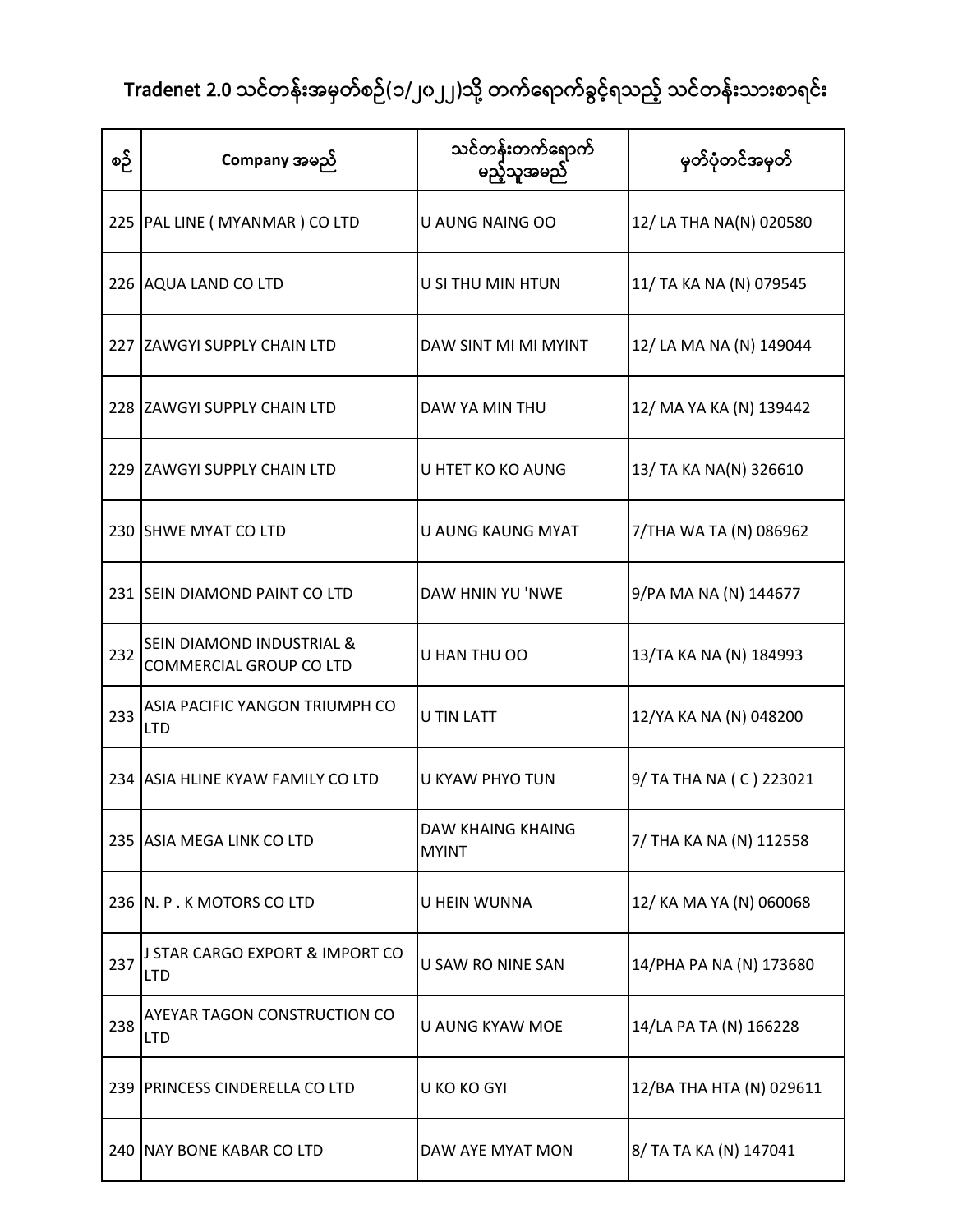# Tradenet 2.0 သင်တန်းအမှတ်စဉ်(၁/၂၀၂၂)သို့ တက်ရောက်ခွင့်ရသည့် သင်တန်းသားစာရင်း

| စဉ် | Company အမည် | သင်တန်းတက်ရောက်မည့်သူအမည် | မှတ်ပုံတင်အမှတ် |
|---|---|---|---|
| 225 | PAL LINE ( MYANMAR ) CO LTD | U AUNG NAING OO | 12/ LA THA NA(N) 020580 |
| 226 | AQUA LAND CO LTD | U SI THU MIN HTUN | 11/ TA KA NA (N) 079545 |
| 227 | ZAWGYI SUPPLY CHAIN LTD | DAW SINT MI MI MYINT | 12/ LA MA NA (N) 149044 |
| 228 | ZAWGYI SUPPLY CHAIN LTD | DAW YA MIN THU | 12/ MA YA KA (N) 139442 |
| 229 | ZAWGYI SUPPLY CHAIN LTD | U HTET KO KO AUNG | 13/ TA KA NA(N) 326610 |
| 230 | SHWE MYAT CO LTD | U AUNG KAUNG MYAT | 7/THA WA TA (N) 086962 |
| 231 | SEIN DIAMOND PAINT CO LTD | DAW HNIN YU 'NWE | 9/PA MA NA (N) 144677 |
| 232 | SEIN DIAMOND INDUSTRIAL & COMMERCIAL GROUP CO LTD | U HAN THU OO | 13/TA KA NA (N) 184993 |
| 233 | ASIA PACIFIC YANGON TRIUMPH CO LTD | U TIN LATT | 12/YA KA NA (N) 048200 |
| 234 | ASIA HLINE KYAW FAMILY CO LTD | U KYAW PHYO TUN | 9/ TA THA NA ( C ) 223021 |
| 235 | ASIA MEGA LINK CO LTD | DAW KHAING KHAING MYINT | 7/ THA KA NA (N) 112558 |
| 236 | N. P . K MOTORS CO LTD | U HEIN WUNNA | 12/ KA MA YA (N) 060068 |
| 237 | J STAR CARGO EXPORT & IMPORT CO LTD | U SAW RO NINE SAN | 14/PHA PA NA (N) 173680 |
| 238 | AYEYAR TAGON CONSTRUCTION CO LTD | U AUNG KYAW MOE | 14/LA PA TA (N) 166228 |
| 239 | PRINCESS CINDERELLA CO LTD | U KO KO GYI | 12/BA THA HTA (N) 029611 |
| 240 | NAY BONE KABAR CO LTD | DAW AYE MYAT MON | 8/ TA TA KA (N) 147041 |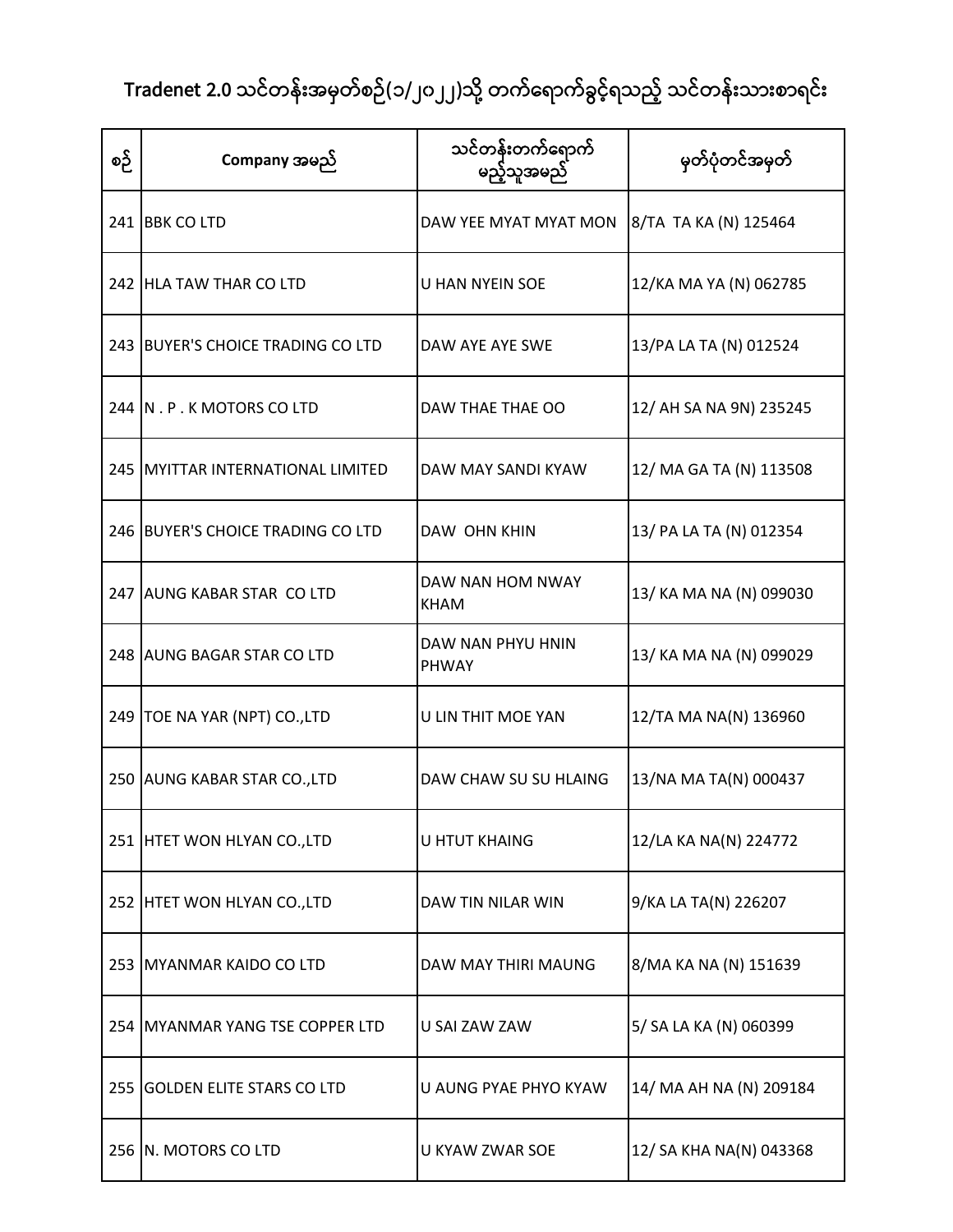# Tradenet 2.0 သင်တန်းအမှတ်စဉ်(၁/၂၀၂၂)သို့ တက်ရောက်ခွင့်ရသည့် သင်တန်းသားစာရင်း

| စဉ် | Company အမည် | သင်တန်းတက်ရောက်မည့်သူအမည် | မှတ်ပုံတင်အမှတ် |
|---|---|---|---|
| 241 | BBK CO LTD | DAW YEE MYAT MYAT MON | 8/TA TA KA (N) 125464 |
| 242 | HLA TAW THAR CO LTD | U HAN NYEIN SOE | 12/KA MA YA (N) 062785 |
| 243 | BUYER'S CHOICE TRADING CO LTD | DAW AYE AYE SWE | 13/PA LA TA (N) 012524 |
| 244 | N . P . K MOTORS CO LTD | DAW THAE THAE OO | 12/ AH SA NA 9N) 235245 |
| 245 | MYITTAR INTERNATIONAL LIMITED | DAW MAY SANDI KYAW | 12/ MA GA TA (N) 113508 |
| 246 | BUYER'S CHOICE TRADING CO LTD | DAW OHN KHIN | 13/ PA LA TA (N) 012354 |
| 247 | AUNG KABAR STAR CO LTD | DAW NAN HOM NWAY KHAM | 13/ KA MA NA (N) 099030 |
| 248 | AUNG BAGAR STAR CO LTD | DAW NAN PHYU HNIN PHWAY | 13/ KA MA NA (N) 099029 |
| 249 | TOE NA YAR (NPT) CO.,LTD | U LIN THIT MOE YAN | 12/TA MA NA(N) 136960 |
| 250 | AUNG KABAR STAR CO.,LTD | DAW CHAW SU SU HLAING | 13/NA MA TA(N) 000437 |
| 251 | HTET WON HLYAN CO.,LTD | U HTUT KHAING | 12/LA KA NA(N) 224772 |
| 252 | HTET WON HLYAN CO.,LTD | DAW TIN NILAR WIN | 9/KA LA TA(N) 226207 |
| 253 | MYANMAR KAIDO CO LTD | DAW MAY THIRI MAUNG | 8/MA KA NA (N) 151639 |
| 254 | MYANMAR YANG TSE COPPER LTD | U SAI ZAW ZAW | 5/ SA LA KA (N) 060399 |
| 255 | GOLDEN ELITE STARS CO LTD | U AUNG PYAE PHYO KYAW | 14/ MA AH NA (N) 209184 |
| 256 | N. MOTORS CO LTD | U KYAW ZWAR SOE | 12/ SA KHA NA(N) 043368 |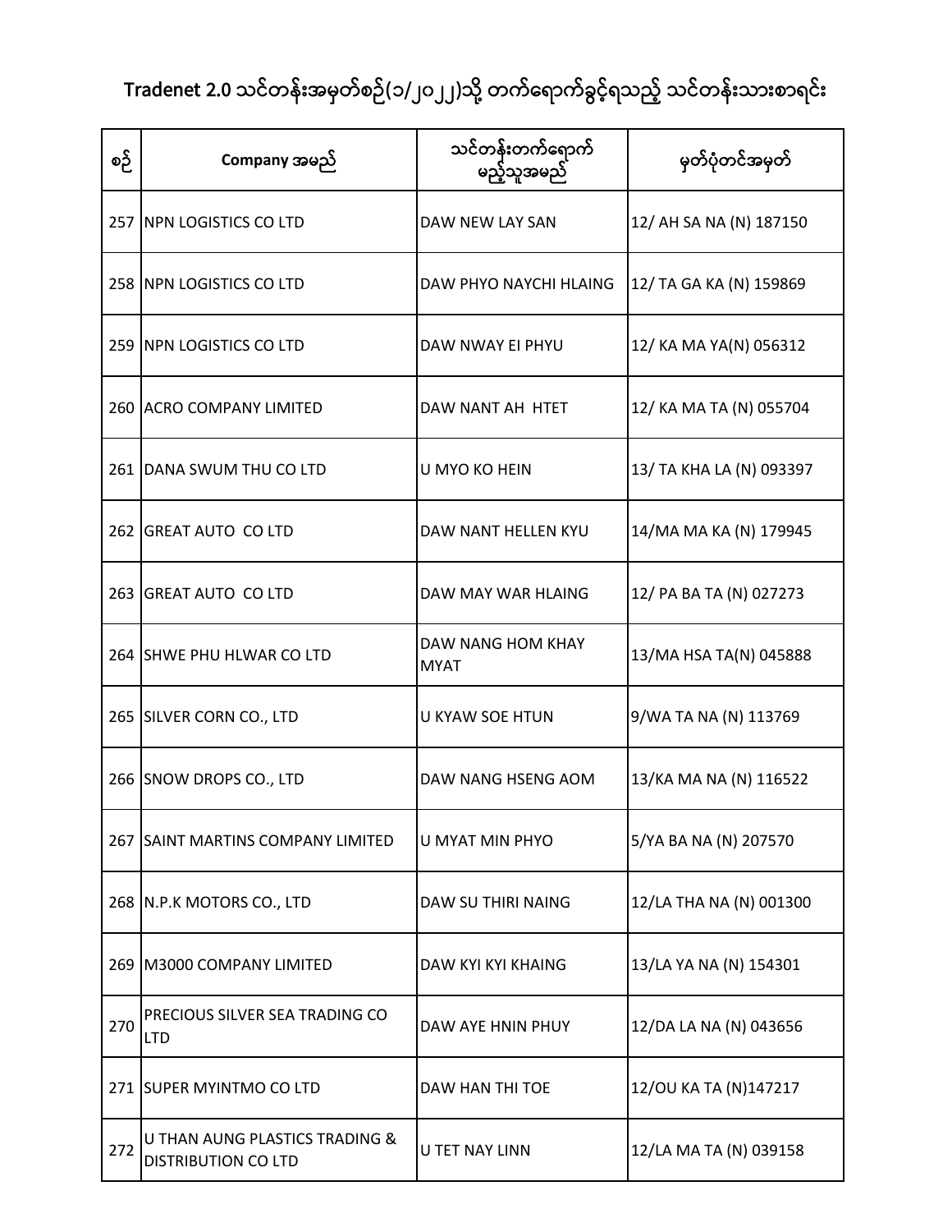# Tradenet 2.0 သင်တန်းအမှတ်စဉ်(၁/၂၀၂၂)သို့ တက်ရောက်ခွင့်ရသည့် သင်တန်းသားစာရင်း

| စဉ် | Company အမည် | သင်တန်းတက်ရောက်မည့်သူအမည် | မှတ်ပုံတင်အမှတ် |
|---|---|---|---|
| 257 | NPN LOGISTICS CO LTD | DAW NEW LAY SAN | 12/ AH SA NA (N) 187150 |
| 258 | NPN LOGISTICS CO LTD | DAW PHYO NAYCHI HLAING | 12/ TA GA KA (N) 159869 |
| 259 | NPN LOGISTICS CO LTD | DAW NWAY EI PHYU | 12/ KA MA YA(N) 056312 |
| 260 | ACRO COMPANY LIMITED | DAW NANT AH HTET | 12/ KA MA TA (N) 055704 |
| 261 | DANA SWUM THU CO LTD | U MYO KO HEIN | 13/ TA KHA LA (N) 093397 |
| 262 | GREAT AUTO CO LTD | DAW NANT HELLEN KYU | 14/MA MA KA (N) 179945 |
| 263 | GREAT AUTO CO LTD | DAW MAY WAR HLAING | 12/ PA BA TA (N) 027273 |
| 264 | SHWE PHU HLWAR CO LTD | DAW NANG HOM KHAY MYAT | 13/MA HSA TA(N) 045888 |
| 265 | SILVER CORN CO., LTD | U KYAW SOE HTUN | 9/WA TA NA (N) 113769 |
| 266 | SNOW DROPS CO., LTD | DAW NANG HSENG AOM | 13/KA MA NA (N) 116522 |
| 267 | SAINT MARTINS COMPANY LIMITED | U MYAT MIN PHYO | 5/YA BA NA (N) 207570 |
| 268 | N.P.K MOTORS CO., LTD | DAW SU THIRI NAING | 12/LA THA NA (N) 001300 |
| 269 | M3000 COMPANY LIMITED | DAW KYI KYI KHAING | 13/LA YA NA (N) 154301 |
| 270 | PRECIOUS SILVER SEA TRADING CO LTD | DAW AYE HNIN PHUY | 12/DA LA NA (N) 043656 |
| 271 | SUPER MYINTMO CO LTD | DAW HAN THI TOE | 12/OU KA TA (N)147217 |
| 272 | U THAN AUNG PLASTICS TRADING & DISTRIBUTION CO LTD | U TET NAY LINN | 12/LA MA TA (N) 039158 |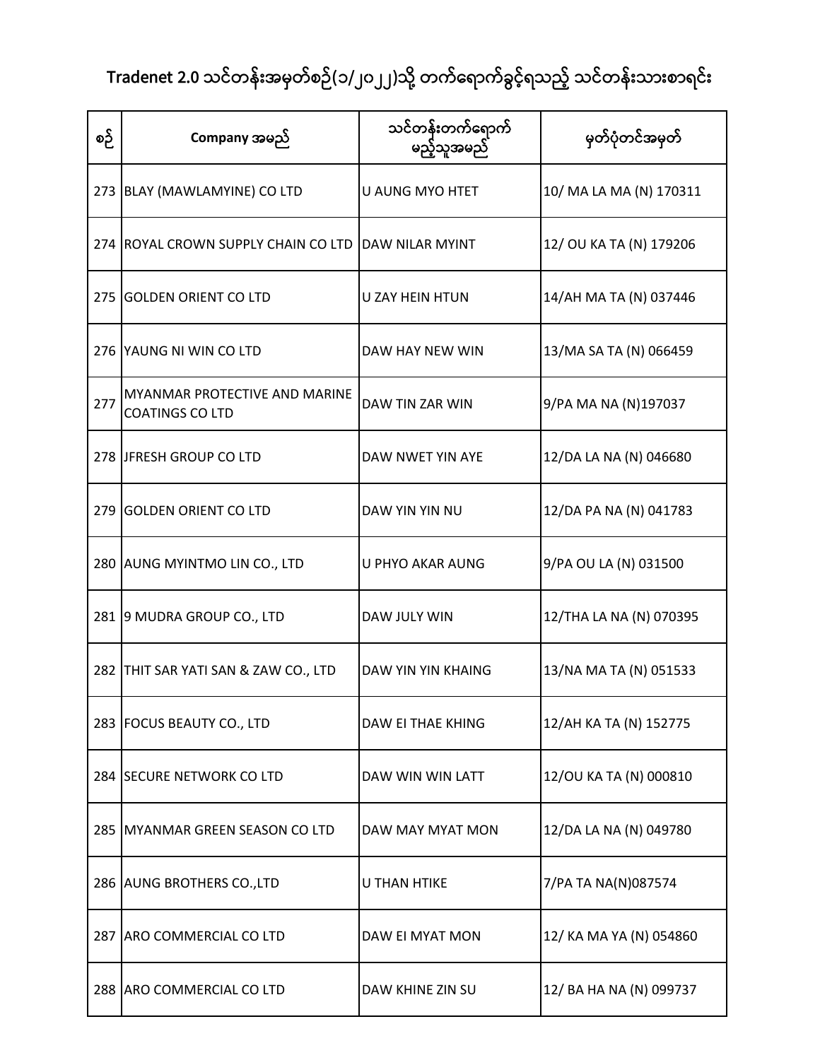# Tradenet 2.0 သင်တန်းအမှတ်စဉ်(၁/၂၀၂၂)သို့ တက်ရောက်ခွင့်ရသည့် သင်တန်းသားစာရင်း

| စဉ် | Company အမည် | သင်တန်းတက်ရောက်မည့်သူအမည် | မှတ်ပုံတင်အမှတ် |
|---|---|---|---|
| 273 | BLAY (MAWLAMYINE) CO LTD | U AUNG MYO HTET | 10/ MA LA MA (N) 170311 |
| 274 | ROYAL CROWN SUPPLY CHAIN CO LTD | DAW NILAR MYINT | 12/ OU KA TA (N) 179206 |
| 275 | GOLDEN ORIENT CO LTD | U ZAY HEIN HTUN | 14/AH MA TA (N) 037446 |
| 276 | YAUNG NI WIN CO LTD | DAW HAY NEW WIN | 13/MA SA TA (N) 066459 |
| 277 | MYANMAR PROTECTIVE AND MARINE COATINGS CO LTD | DAW TIN ZAR WIN | 9/PA MA NA (N)197037 |
| 278 | JFRESH GROUP CO LTD | DAW NWET YIN AYE | 12/DA LA NA (N) 046680 |
| 279 | GOLDEN ORIENT CO LTD | DAW YIN YIN NU | 12/DA PA NA (N) 041783 |
| 280 | AUNG MYINTMO LIN CO., LTD | U PHYO AKAR AUNG | 9/PA OU LA (N) 031500 |
| 281 | 9 MUDRA GROUP CO., LTD | DAW JULY WIN | 12/THA LA NA (N) 070395 |
| 282 | THIT SAR YATI SAN & ZAW CO., LTD | DAW YIN YIN KHAING | 13/NA MA TA (N) 051533 |
| 283 | FOCUS BEAUTY CO., LTD | DAW EI THAE KHING | 12/AH KA TA (N) 152775 |
| 284 | SECURE NETWORK CO LTD | DAW WIN WIN LATT | 12/OU KA TA (N) 000810 |
| 285 | MYANMAR GREEN SEASON CO LTD | DAW MAY MYAT MON | 12/DA LA NA (N) 049780 |
| 286 | AUNG BROTHERS CO.,LTD | U THAN HTIKE | 7/PA TA NA(N)087574 |
| 287 | ARO COMMERCIAL CO LTD | DAW EI MYAT MON | 12/ KA MA YA (N) 054860 |
| 288 | ARO COMMERCIAL CO LTD | DAW KHINE ZIN SU | 12/ BA HA NA (N) 099737 |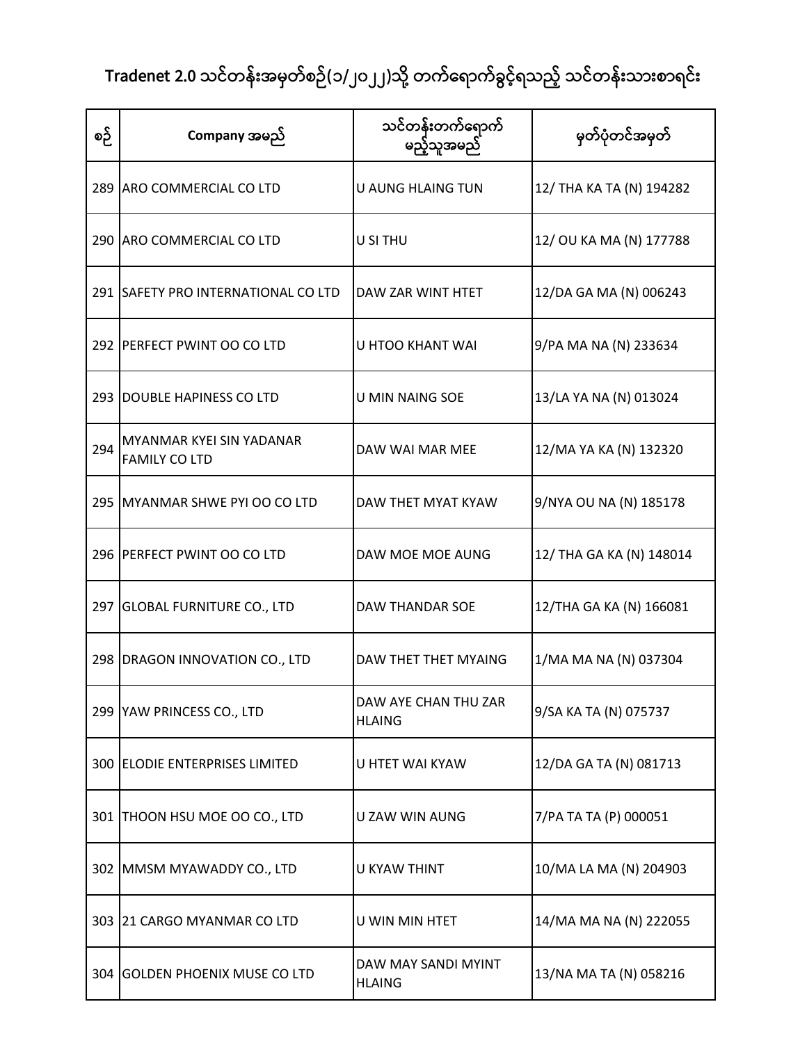# Tradenet 2.0 သင်တန်းအမှတ်စဉ်(၁/၂၀၂၂)သို့ တက်ရောက်ခွင့်ရသည့် သင်တန်းသားစာရင်း

| စဉ် | Company အမည် | သင်တန်းတက်ရောက်မည့်သူအမည် | မှတ်ပုံတင်အမှတ် |
|---|---|---|---|
| 289 | ARO COMMERCIAL CO LTD | U AUNG HLAING TUN | 12/ THA KA TA (N) 194282 |
| 290 | ARO COMMERCIAL CO LTD | U SI THU | 12/ OU KA MA (N) 177788 |
| 291 | SAFETY PRO INTERNATIONAL CO LTD | DAW ZAR WINT HTET | 12/DA GA MA (N) 006243 |
| 292 | PERFECT PWINT OO CO LTD | U HTOO KHANT WAI | 9/PA MA NA (N) 233634 |
| 293 | DOUBLE HAPINESS CO LTD | U MIN NAING SOE | 13/LA YA NA (N) 013024 |
| 294 | MYANMAR KYEI SIN YADANAR FAMILY CO LTD | DAW WAI MAR MEE | 12/MA YA KA (N) 132320 |
| 295 | MYANMAR SHWE PYI OO CO LTD | DAW THET MYAT KYAW | 9/NYA OU NA (N) 185178 |
| 296 | PERFECT PWINT OO CO LTD | DAW MOE MOE AUNG | 12/ THA GA KA (N) 148014 |
| 297 | GLOBAL FURNITURE CO., LTD | DAW THANDAR SOE | 12/THA GA KA (N) 166081 |
| 298 | DRAGON INNOVATION CO., LTD | DAW THET THET MYAING | 1/MA MA NA (N) 037304 |
| 299 | YAW PRINCESS CO., LTD | DAW AYE CHAN THU ZAR HLAING | 9/SA KA TA (N) 075737 |
| 300 | ELODIE ENTERPRISES LIMITED | U HTET WAI KYAW | 12/DA GA TA (N) 081713 |
| 301 | THOON HSU MOE OO CO., LTD | U ZAW WIN AUNG | 7/PA TA TA (P) 000051 |
| 302 | MMSM MYAWADDY CO., LTD | U KYAW THINT | 10/MA LA MA (N) 204903 |
| 303 | 21 CARGO MYANMAR CO LTD | U WIN MIN HTET | 14/MA MA NA (N) 222055 |
| 304 | GOLDEN PHOENIX MUSE CO LTD | DAW MAY SANDI MYINT HLAING | 13/NA MA TA (N) 058216 |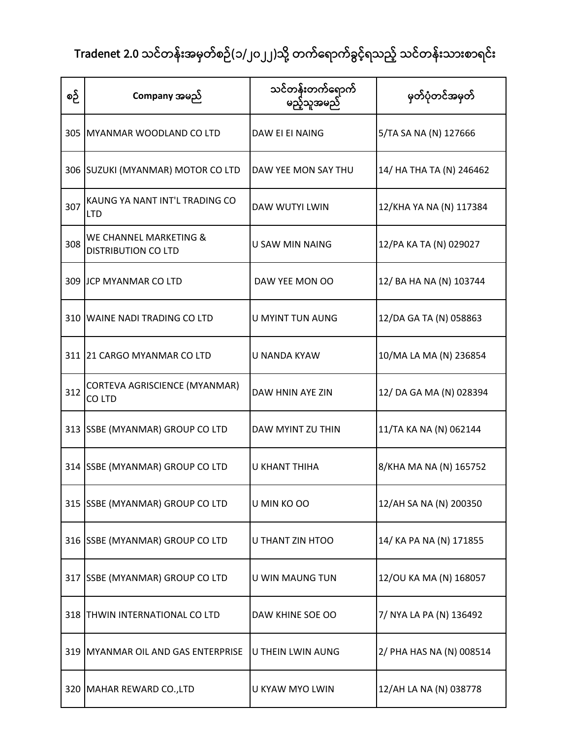# Tradenet 2.0 သင်တန်းအမှတ်စဉ်(၁/၂၀၂၂)သို့ တက်ရောက်ခွင့်ရသည့် သင်တန်းသားစာရင်း

| စဉ် | Company အမည် | သင်တန်းတက်ရောက်မည့်သူအမည် | မှတ်ပုံတင်အမှတ် |
| --- | --- | --- | --- |
| 305 | MYANMAR WOODLAND CO LTD | DAW EI EI NAING | 5/TA SA NA (N) 127666 |
| 306 | SUZUKI (MYANMAR) MOTOR CO LTD | DAW YEE MON SAY THU | 14/ HA THA TA (N) 246462 |
| 307 | KAUNG YA NANT INT'L TRADING CO LTD | DAW WUTYI LWIN | 12/KHA YA NA (N) 117384 |
| 308 | WE CHANNEL MARKETING & DISTRIBUTION CO LTD | U SAW MIN NAING | 12/PA KA TA (N) 029027 |
| 309 | JCP MYANMAR CO LTD | DAW YEE MON OO | 12/ BA HA NA (N) 103744 |
| 310 | WAINE NADI TRADING CO LTD | U MYINT TUN AUNG | 12/DA GA TA (N) 058863 |
| 311 | 21 CARGO MYANMAR CO LTD | U NANDA KYAW | 10/MA LA MA (N) 236854 |
| 312 | CORTEVA AGRISCIENCE (MYANMAR) CO LTD | DAW HNIN AYE ZIN | 12/ DA GA MA (N) 028394 |
| 313 | SSBE (MYANMAR) GROUP CO LTD | DAW MYINT ZU THIN | 11/TA KA NA (N) 062144 |
| 314 | SSBE (MYANMAR) GROUP CO LTD | U KHANT THIHA | 8/KHA MA NA (N) 165752 |
| 315 | SSBE (MYANMAR) GROUP CO LTD | U MIN KO OO | 12/AH SA NA (N) 200350 |
| 316 | SSBE (MYANMAR) GROUP CO LTD | U THANT ZIN HTOO | 14/ KA PA NA (N) 171855 |
| 317 | SSBE (MYANMAR) GROUP CO LTD | U WIN MAUNG TUN | 12/OU KA MA (N) 168057 |
| 318 | THWIN INTERNATIONAL CO LTD | DAW KHINE SOE OO | 7/ NYA LA PA (N) 136492 |
| 319 | MYANMAR OIL AND GAS ENTERPRISE | U THEIN LWIN AUNG | 2/ PHA HAS NA (N) 008514 |
| 320 | MAHAR REWARD CO.,LTD | U KYAW MYO LWIN | 12/AH LA NA (N) 038778 |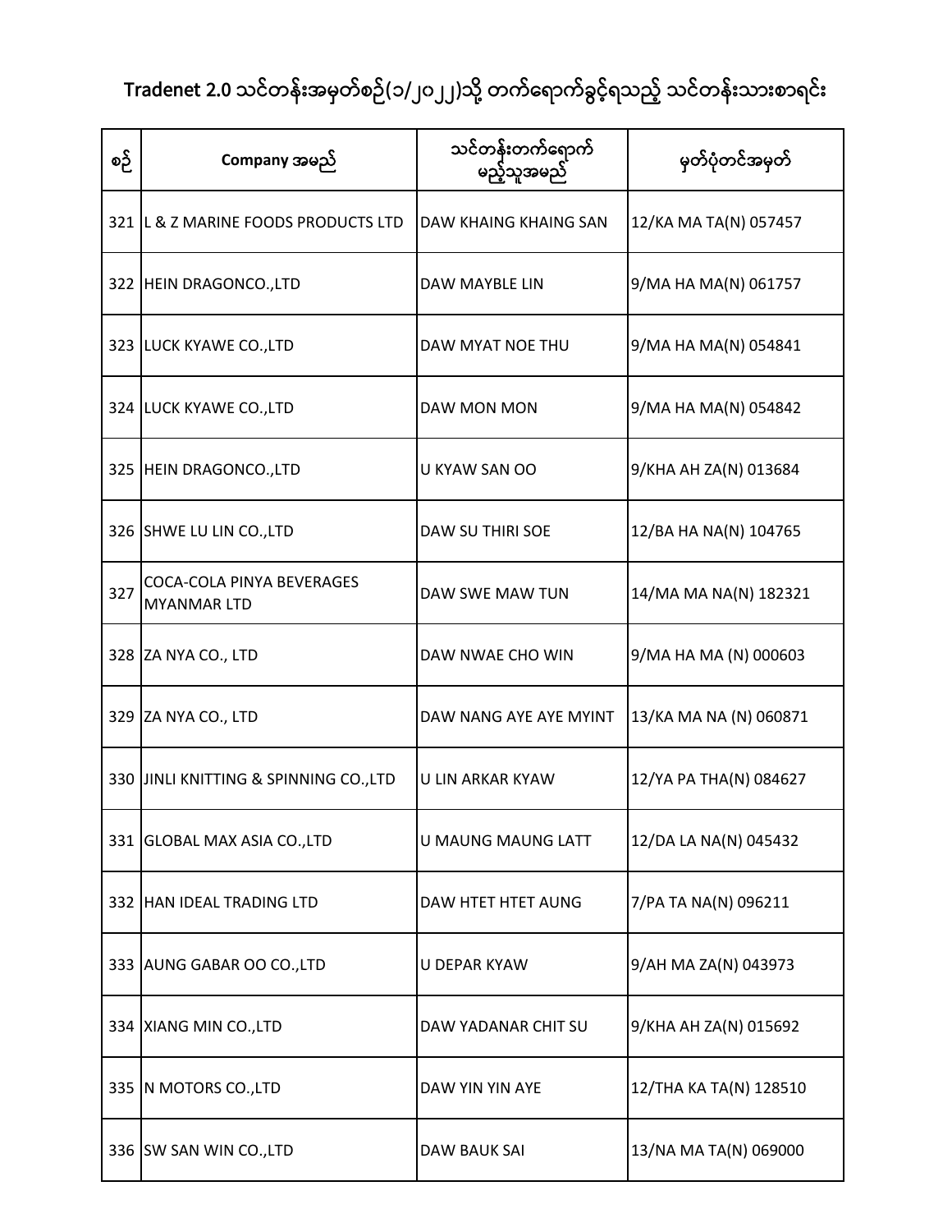# Tradenet 2.0 သင်တန်းအမှတ်စဉ်(၁/၂၀၂၂)သို့ တက်ရောက်ခွင့်ရသည့် သင်တန်းသားစာရင်း

| စဉ် | Company အမည် | သင်တန်းတက်ရောက်မည့်သူအမည် | မှတ်ပုံတင်အမှတ် |
|---|---|---|---|
| 321 | L & Z MARINE FOODS PRODUCTS LTD | DAW KHAING KHAING SAN | 12/KA MA TA(N) 057457 |
| 322 | HEIN DRAGONCO.,LTD | DAW MAYBLE LIN | 9/MA HA MA(N) 061757 |
| 323 | LUCK KYAWE CO.,LTD | DAW MYAT NOE THU | 9/MA HA MA(N) 054841 |
| 324 | LUCK KYAWE CO.,LTD | DAW MON MON | 9/MA HA MA(N) 054842 |
| 325 | HEIN DRAGONCO.,LTD | U KYAW SAN OO | 9/KHA AH ZA(N) 013684 |
| 326 | SHWE LU LIN CO.,LTD | DAW SU THIRI SOE | 12/BA HA NA(N) 104765 |
| 327 | COCA-COLA PINYA BEVERAGES MYANMAR LTD | DAW SWE MAW TUN | 14/MA MA NA(N) 182321 |
| 328 | ZA NYA CO., LTD | DAW NWAE CHO WIN | 9/MA HA MA (N) 000603 |
| 329 | ZA NYA CO., LTD | DAW NANG AYE AYE MYINT | 13/KA MA NA (N) 060871 |
| 330 | JINLI KNITTING & SPINNING CO.,LTD | U LIN ARKAR KYAW | 12/YA PA THA(N) 084627 |
| 331 | GLOBAL MAX ASIA CO.,LTD | U MAUNG MAUNG LATT | 12/DA LA NA(N) 045432 |
| 332 | HAN IDEAL TRADING LTD | DAW HTET HTET AUNG | 7/PA TA NA(N) 096211 |
| 333 | AUNG GABAR OO CO.,LTD | U DEPAR KYAW | 9/AH MA ZA(N) 043973 |
| 334 | XIANG MIN CO.,LTD | DAW YADANAR CHIT SU | 9/KHA AH ZA(N) 015692 |
| 335 | N MOTORS CO.,LTD | DAW YIN YIN AYE | 12/THA KA TA(N) 128510 |
| 336 | SW SAN WIN CO.,LTD | DAW BAUK SAI | 13/NA MA TA(N) 069000 |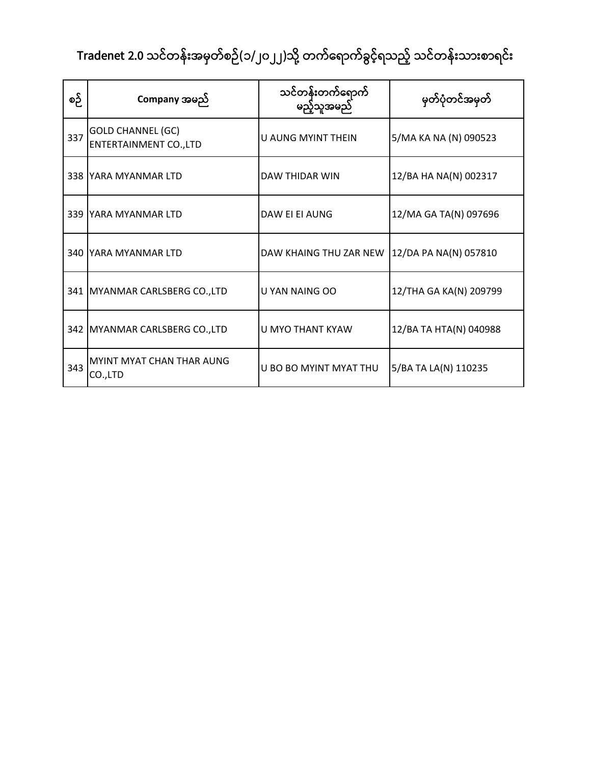# Tradenet 2.0 သင်တန်းအမှတ်စဉ်(၁/၂၀၂၂)သို့ တက်ရောက်ခွင့်ရသည့် သင်တန်းသားစာရင်း

| စဉ် | Company အမည် | သင်တန်းတက်ရောက်မည့်သူအမည် | မှတ်ပုံတင်အမှတ် |
|---|---|---|---|
| 337 | GOLD CHANNEL (GC) ENTERTAINMENT CO.,LTD | U AUNG MYINT THEIN | 5/MA KA NA (N) 090523 |
| 338 | YARA MYANMAR LTD | DAW THIDAR WIN | 12/BA HA NA(N) 002317 |
| 339 | YARA MYANMAR LTD | DAW EI EI AUNG | 12/MA GA TA(N) 097696 |
| 340 | YARA MYANMAR LTD | DAW KHAING THU ZAR NEW | 12/DA PA NA(N) 057810 |
| 341 | MYANMAR CARLSBERG CO.,LTD | U YAN NAING OO | 12/THA GA KA(N) 209799 |
| 342 | MYANMAR CARLSBERG CO.,LTD | U MYO THANT KYAW | 12/BA TA HTA(N) 040988 |
| 343 | MYINT MYAT CHAN THAR AUNG CO.,LTD | U BO BO MYINT MYAT THU | 5/BA TA LA(N) 110235 |